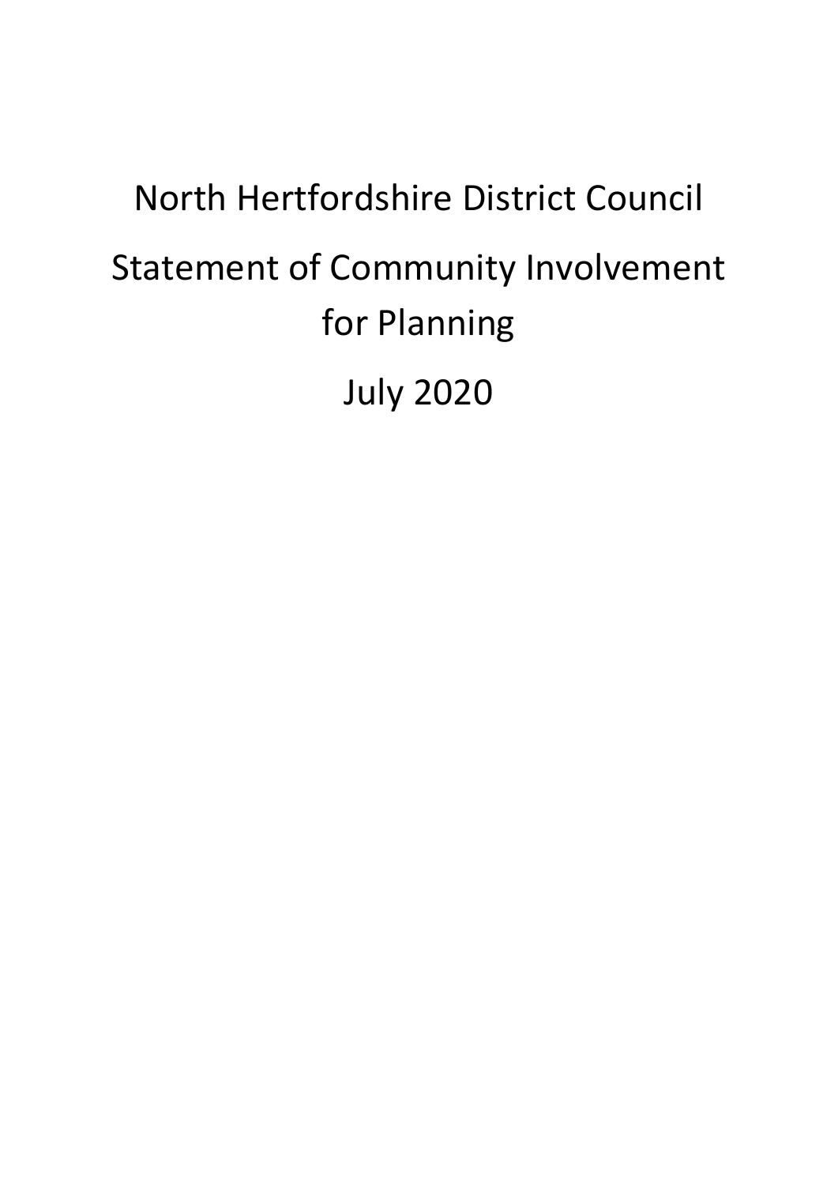# North Hertfordshire District Council

# Statement of Community Involvement for Planning

# July 2020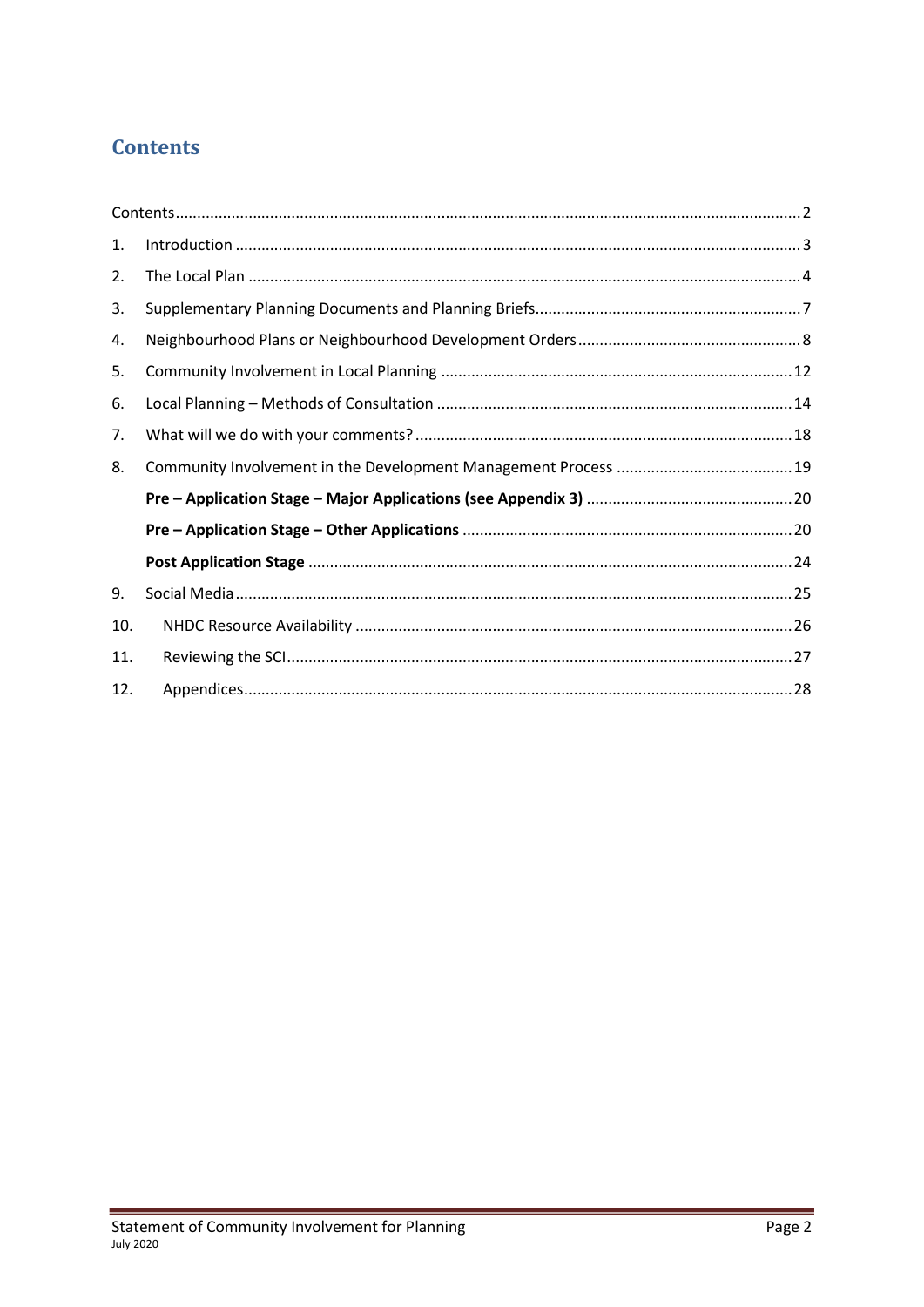# Contents

Contents ........ 2

1. Introduction ........ 3
2. The Local Plan ........ 4
3. Supplementary Planning Documents and Planning Briefs ........ 7
4. Neighbourhood Plans or Neighbourhood Development Orders ........ 8
5. Community Involvement in Local Planning ........ 12
6. Local Planning – Methods of Consultation ........ 14
7. What will we do with your comments? ........ 18
8. Community Involvement in the Development Management Process ........ 19
   - **Pre – Application Stage – Major Applications (see Appendix 3)** ........ 20
   - **Pre – Application Stage – Other Applications** ........ 20
   - **Post Application Stage** ........ 24
9. Social Media ........ 25
10. NHDC Resource Availability ........ 26
11. Reviewing the SCI ........ 27
12. Appendices ........ 28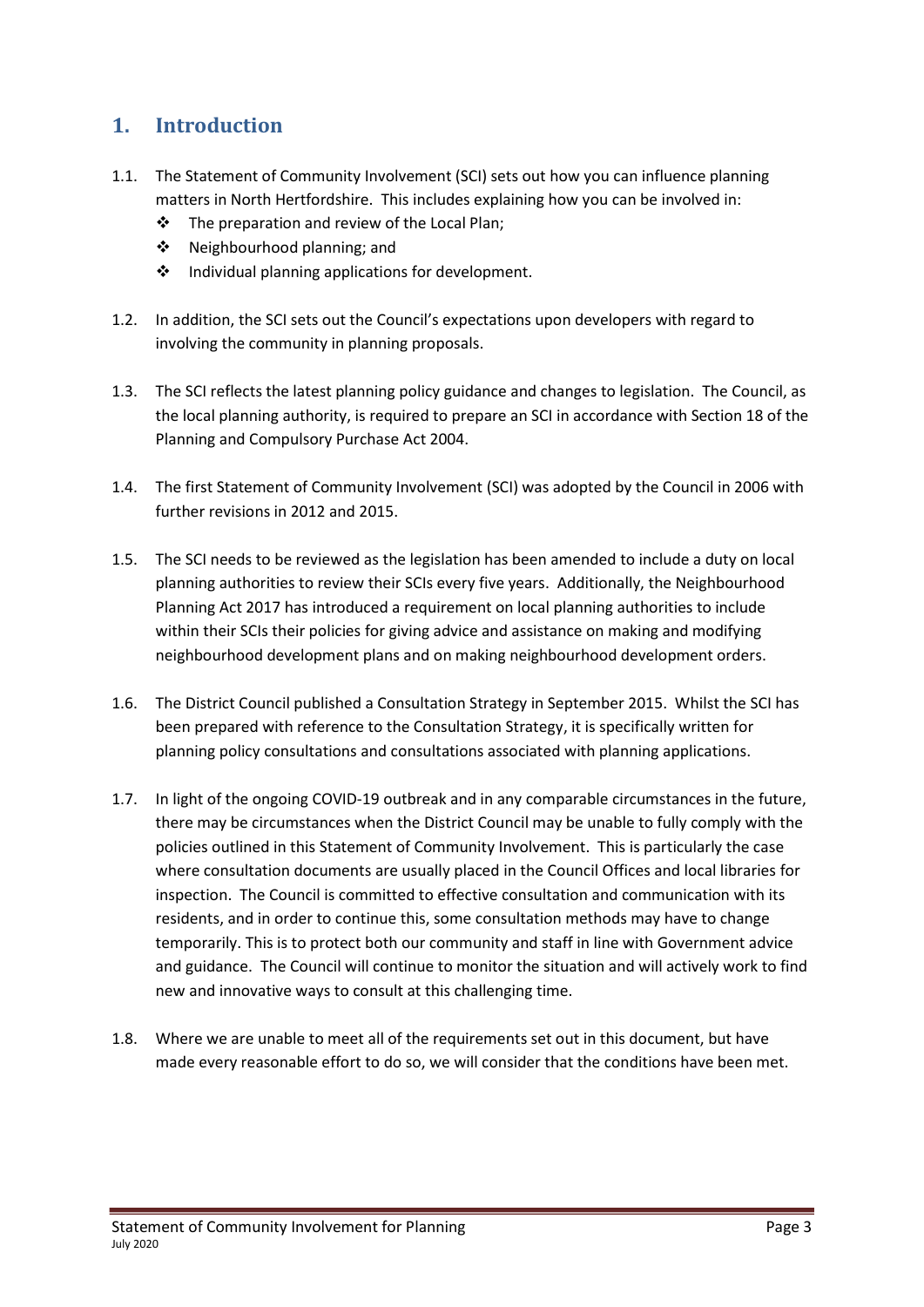## 1. Introduction

1.1. The Statement of Community Involvement (SCI) sets out how you can influence planning matters in North Hertfordshire. This includes explaining how you can be involved in:

- The preparation and review of the Local Plan;
- Neighbourhood planning; and
- Individual planning applications for development.

1.2. In addition, the SCI sets out the Council's expectations upon developers with regard to involving the community in planning proposals.

1.3. The SCI reflects the latest planning policy guidance and changes to legislation. The Council, as the local planning authority, is required to prepare an SCI in accordance with Section 18 of the Planning and Compulsory Purchase Act 2004.

1.4. The first Statement of Community Involvement (SCI) was adopted by the Council in 2006 with further revisions in 2012 and 2015.

1.5. The SCI needs to be reviewed as the legislation has been amended to include a duty on local planning authorities to review their SCIs every five years. Additionally, the Neighbourhood Planning Act 2017 has introduced a requirement on local planning authorities to include within their SCIs their policies for giving advice and assistance on making and modifying neighbourhood development plans and on making neighbourhood development orders.

1.6. The District Council published a Consultation Strategy in September 2015. Whilst the SCI has been prepared with reference to the Consultation Strategy, it is specifically written for planning policy consultations and consultations associated with planning applications.

1.7. In light of the ongoing COVID-19 outbreak and in any comparable circumstances in the future, there may be circumstances when the District Council may be unable to fully comply with the policies outlined in this Statement of Community Involvement. This is particularly the case where consultation documents are usually placed in the Council Offices and local libraries for inspection. The Council is committed to effective consultation and communication with its residents, and in order to continue this, some consultation methods may have to change temporarily. This is to protect both our community and staff in line with Government advice and guidance. The Council will continue to monitor the situation and will actively work to find new and innovative ways to consult at this challenging time.

1.8. Where we are unable to meet all of the requirements set out in this document, but have made every reasonable effort to do so, we will consider that the conditions have been met.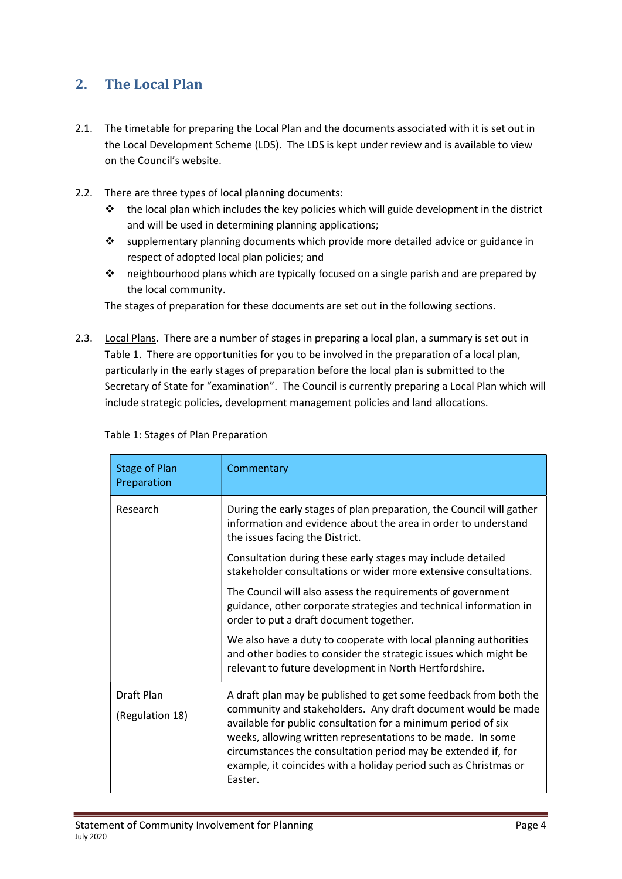## 2. The Local Plan

2.1. The timetable for preparing the Local Plan and the documents associated with it is set out in the Local Development Scheme (LDS). The LDS is kept under review and is available to view on the Council's website.

2.2. There are three types of local planning documents:

- the local plan which includes the key policies which will guide development in the district and will be used in determining planning applications;
- supplementary planning documents which provide more detailed advice or guidance in respect of adopted local plan policies; and
- neighbourhood plans which are typically focused on a single parish and are prepared by the local community.

The stages of preparation for these documents are set out in the following sections.

2.3. Local Plans. There are a number of stages in preparing a local plan, a summary is set out in Table 1. There are opportunities for you to be involved in the preparation of a local plan, particularly in the early stages of preparation before the local plan is submitted to the Secretary of State for "examination". The Council is currently preparing a Local Plan which will include strategic policies, development management policies and land allocations.

Table 1: Stages of Plan Preparation

| Stage of Plan Preparation | Commentary |
|---|---|
| Research | During the early stages of plan preparation, the Council will gather information and evidence about the area in order to understand the issues facing the District.<br><br>Consultation during these early stages may include detailed stakeholder consultations or wider more extensive consultations.<br><br>The Council will also assess the requirements of government guidance, other corporate strategies and technical information in order to put a draft document together.<br><br>We also have a duty to cooperate with local planning authorities and other bodies to consider the strategic issues which might be relevant to future development in North Hertfordshire. |
| Draft Plan<br><br>(Regulation 18) | A draft plan may be published to get some feedback from both the community and stakeholders. Any draft document would be made available for public consultation for a minimum period of six weeks, allowing written representations to be made. In some circumstances the consultation period may be extended if, for example, it coincides with a holiday period such as Christmas or Easter. |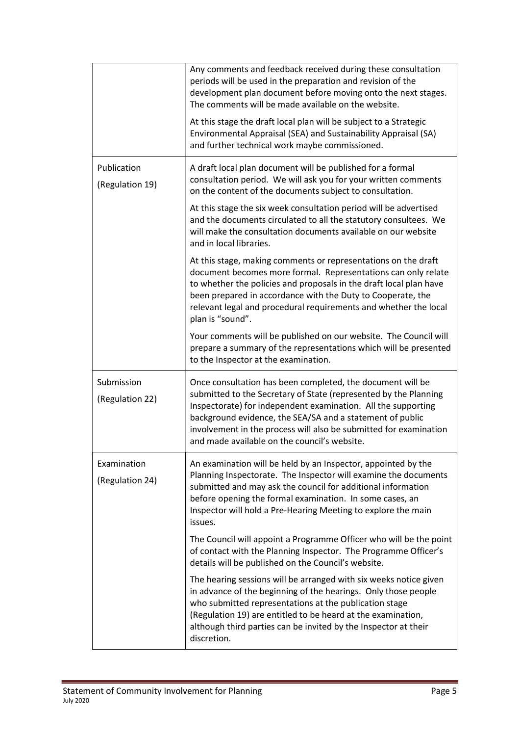| | |
|---|---|
| | Any comments and feedback received during these consultation periods will be used in the preparation and revision of the development plan document before moving onto the next stages. The comments will be made available on the website.<br><br>At this stage the draft local plan will be subject to a Strategic Environmental Appraisal (SEA) and Sustainability Appraisal (SA) and further technical work maybe commissioned. |
| Publication<br><br>(Regulation 19) | A draft local plan document will be published for a formal consultation period. We will ask you for your written comments on the content of the documents subject to consultation.<br><br>At this stage the six week consultation period will be advertised and the documents circulated to all the statutory consultees. We will make the consultation documents available on our website and in local libraries.<br><br>At this stage, making comments or representations on the draft document becomes more formal. Representations can only relate to whether the policies and proposals in the draft local plan have been prepared in accordance with the Duty to Cooperate, the relevant legal and procedural requirements and whether the local plan is "sound".<br><br>Your comments will be published on our website. The Council will prepare a summary of the representations which will be presented to the Inspector at the examination. |
| Submission<br><br>(Regulation 22) | Once consultation has been completed, the document will be submitted to the Secretary of State (represented by the Planning Inspectorate) for independent examination. All the supporting background evidence, the SEA/SA and a statement of public involvement in the process will also be submitted for examination and made available on the council's website. |
| Examination<br><br>(Regulation 24) | An examination will be held by an Inspector, appointed by the Planning Inspectorate. The Inspector will examine the documents submitted and may ask the council for additional information before opening the formal examination. In some cases, an Inspector will hold a Pre-Hearing Meeting to explore the main issues.<br><br>The Council will appoint a Programme Officer who will be the point of contact with the Planning Inspector. The Programme Officer's details will be published on the Council's website.<br><br>The hearing sessions will be arranged with six weeks notice given in advance of the beginning of the hearings. Only those people who submitted representations at the publication stage (Regulation 19) are entitled to be heard at the examination, although third parties can be invited by the Inspector at their discretion. |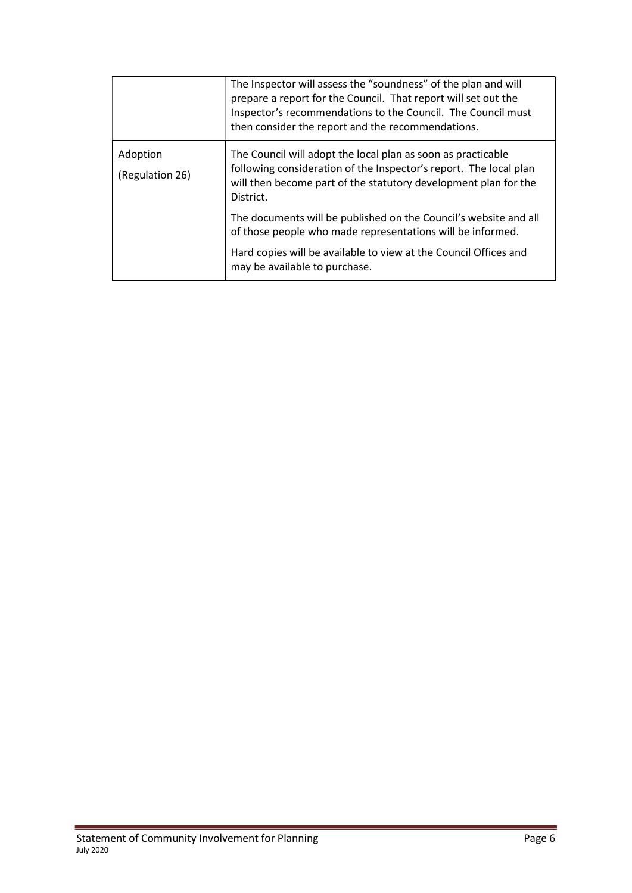| | |
|---|---|
| | The Inspector will assess the "soundness" of the plan and will prepare a report for the Council. That report will set out the Inspector's recommendations to the Council. The Council must then consider the report and the recommendations. |
| Adoption<br>(Regulation 26) | The Council will adopt the local plan as soon as practicable following consideration of the Inspector's report. The local plan will then become part of the statutory development plan for the District.<br><br>The documents will be published on the Council's website and all of those people who made representations will be informed.<br><br>Hard copies will be available to view at the Council Offices and may be available to purchase. |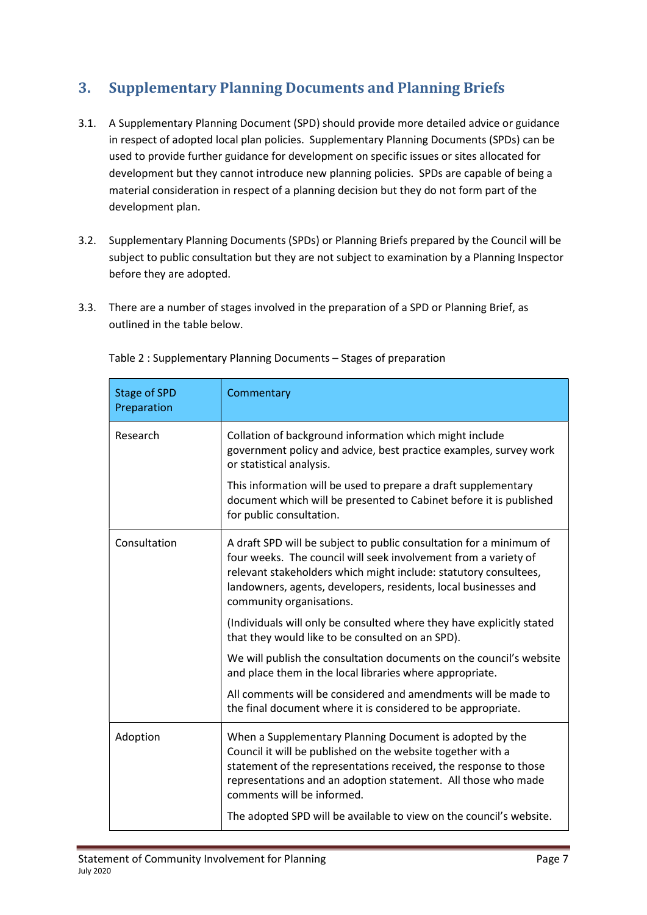## 3. Supplementary Planning Documents and Planning Briefs

3.1. A Supplementary Planning Document (SPD) should provide more detailed advice or guidance in respect of adopted local plan policies. Supplementary Planning Documents (SPDs) can be used to provide further guidance for development on specific issues or sites allocated for development but they cannot introduce new planning policies. SPDs are capable of being a material consideration in respect of a planning decision but they do not form part of the development plan.

3.2. Supplementary Planning Documents (SPDs) or Planning Briefs prepared by the Council will be subject to public consultation but they are not subject to examination by a Planning Inspector before they are adopted.

3.3. There are a number of stages involved in the preparation of a SPD or Planning Brief, as outlined in the table below.

Table 2 : Supplementary Planning Documents – Stages of preparation

| Stage of SPD Preparation | Commentary |
|---|---|
| Research | Collation of background information which might include government policy and advice, best practice examples, survey work or statistical analysis.<br><br>This information will be used to prepare a draft supplementary document which will be presented to Cabinet before it is published for public consultation. |
| Consultation | A draft SPD will be subject to public consultation for a minimum of four weeks. The council will seek involvement from a variety of relevant stakeholders which might include: statutory consultees, landowners, agents, developers, residents, local businesses and community organisations.<br><br>(Individuals will only be consulted where they have explicitly stated that they would like to be consulted on an SPD).<br><br>We will publish the consultation documents on the council's website and place them in the local libraries where appropriate.<br><br>All comments will be considered and amendments will be made to the final document where it is considered to be appropriate. |
| Adoption | When a Supplementary Planning Document is adopted by the Council it will be published on the website together with a statement of the representations received, the response to those representations and an adoption statement. All those who made comments will be informed.<br><br>The adopted SPD will be available to view on the council's website. |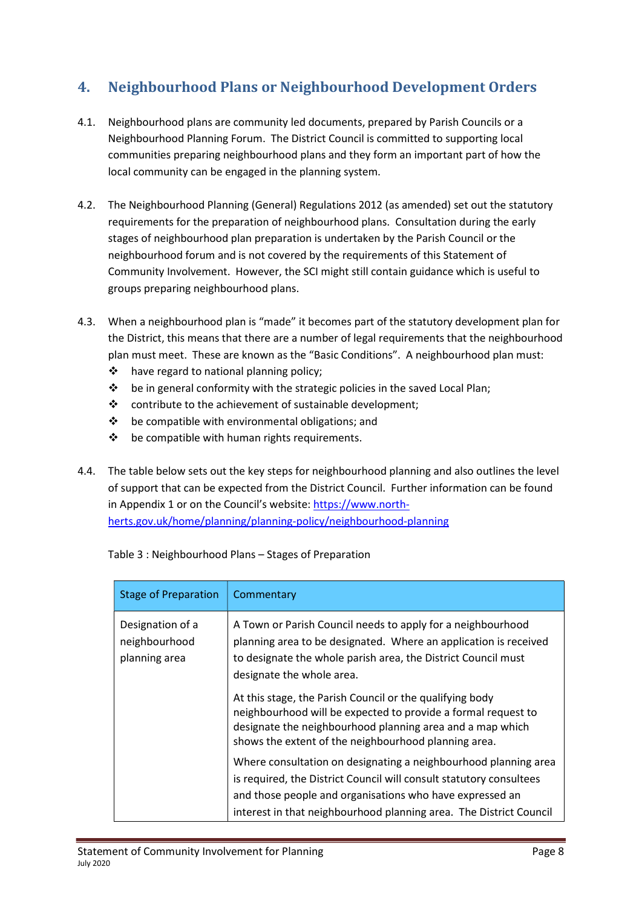## 4. Neighbourhood Plans or Neighbourhood Development Orders

4.1. Neighbourhood plans are community led documents, prepared by Parish Councils or a Neighbourhood Planning Forum. The District Council is committed to supporting local communities preparing neighbourhood plans and they form an important part of how the local community can be engaged in the planning system.

4.2. The Neighbourhood Planning (General) Regulations 2012 (as amended) set out the statutory requirements for the preparation of neighbourhood plans. Consultation during the early stages of neighbourhood plan preparation is undertaken by the Parish Council or the neighbourhood forum and is not covered by the requirements of this Statement of Community Involvement. However, the SCI might still contain guidance which is useful to groups preparing neighbourhood plans.

4.3. When a neighbourhood plan is "made" it becomes part of the statutory development plan for the District, this means that there are a number of legal requirements that the neighbourhood plan must meet. These are known as the "Basic Conditions". A neighbourhood plan must:

- have regard to national planning policy;
- be in general conformity with the strategic policies in the saved Local Plan;
- contribute to the achievement of sustainable development;
- be compatible with environmental obligations; and
- be compatible with human rights requirements.

4.4. The table below sets out the key steps for neighbourhood planning and also outlines the level of support that can be expected from the District Council. Further information can be found in Appendix 1 or on the Council's website: [https://www.north-herts.gov.uk/home/planning/planning-policy/neighbourhood-planning](https://www.north-herts.gov.uk/home/planning/planning-policy/neighbourhood-planning)

Table 3 : Neighbourhood Plans – Stages of Preparation

| Stage of Preparation | Commentary |
|---|---|
| Designation of a neighbourhood planning area | A Town or Parish Council needs to apply for a neighbourhood planning area to be designated. Where an application is received to designate the whole parish area, the District Council must designate the whole area.<br><br>At this stage, the Parish Council or the qualifying body neighbourhood will be expected to provide a formal request to designate the neighbourhood planning area and a map which shows the extent of the neighbourhood planning area.<br><br>Where consultation on designating a neighbourhood planning area is required, the District Council will consult statutory consultees and those people and organisations who have expressed an interest in that neighbourhood planning area. The District Council |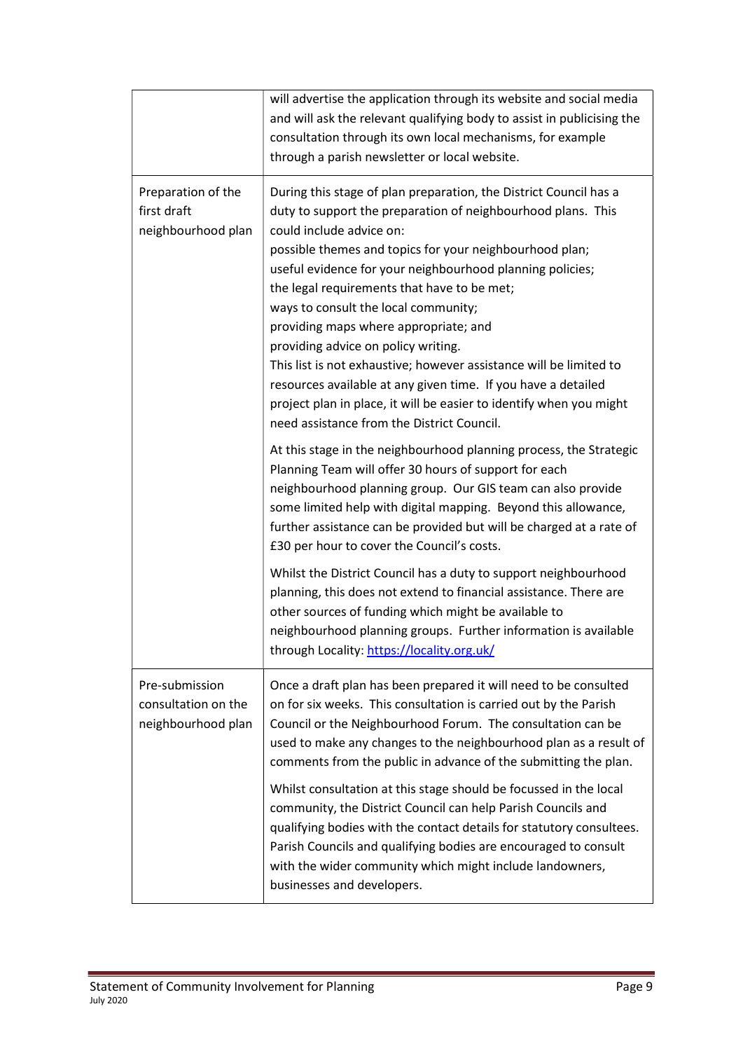| | |
|---|---|
| | will advertise the application through its website and social media and will ask the relevant qualifying body to assist in publicising the consultation through its own local mechanisms, for example through a parish newsletter or local website. |
| Preparation of the first draft neighbourhood plan | During this stage of plan preparation, the District Council has a duty to support the preparation of neighbourhood plans. This could include advice on:<br>possible themes and topics for your neighbourhood plan;<br>useful evidence for your neighbourhood planning policies;<br>the legal requirements that have to be met;<br>ways to consult the local community;<br>providing maps where appropriate; and<br>providing advice on policy writing.<br>This list is not exhaustive; however assistance will be limited to resources available at any given time. If you have a detailed project plan in place, it will be easier to identify when you might need assistance from the District Council.<br><br>At this stage in the neighbourhood planning process, the Strategic Planning Team will offer 30 hours of support for each neighbourhood planning group. Our GIS team can also provide some limited help with digital mapping. Beyond this allowance, further assistance can be provided but will be charged at a rate of £30 per hour to cover the Council's costs.<br><br>Whilst the District Council has a duty to support neighbourhood planning, this does not extend to financial assistance. There are other sources of funding which might be available to neighbourhood planning groups. Further information is available through Locality: [https://locality.org.uk/](https://locality.org.uk/) |
| Pre-submission consultation on the neighbourhood plan | Once a draft plan has been prepared it will need to be consulted on for six weeks. This consultation is carried out by the Parish Council or the Neighbourhood Forum. The consultation can be used to make any changes to the neighbourhood plan as a result of comments from the public in advance of the submitting the plan.<br><br>Whilst consultation at this stage should be focussed in the local community, the District Council can help Parish Councils and qualifying bodies with the contact details for statutory consultees. Parish Councils and qualifying bodies are encouraged to consult with the wider community which might include landowners, businesses and developers. |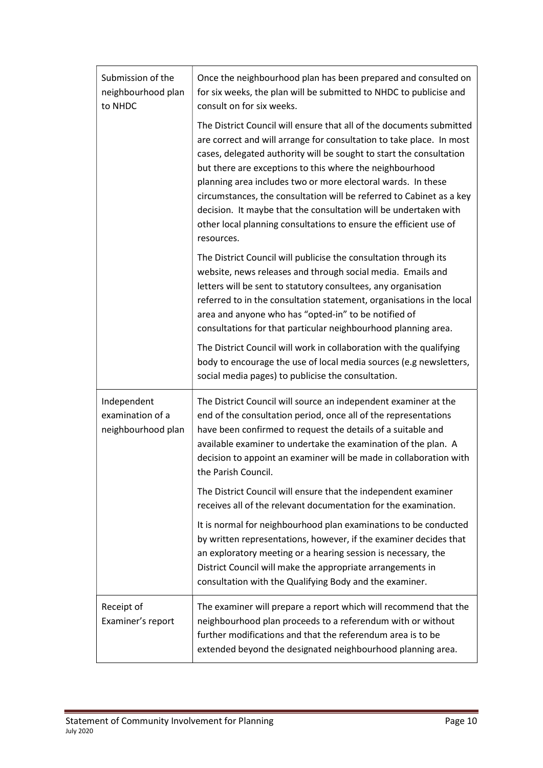| | |
|---|---|
| Submission of the neighbourhood plan to NHDC | Once the neighbourhood plan has been prepared and consulted on for six weeks, the plan will be submitted to NHDC to publicise and consult on for six weeks.<br><br>The District Council will ensure that all of the documents submitted are correct and will arrange for consultation to take place. In most cases, delegated authority will be sought to start the consultation but there are exceptions to this where the neighbourhood planning area includes two or more electoral wards. In these circumstances, the consultation will be referred to Cabinet as a key decision. It maybe that the consultation will be undertaken with other local planning consultations to ensure the efficient use of resources.<br><br>The District Council will publicise the consultation through its website, news releases and through social media. Emails and letters will be sent to statutory consultees, any organisation referred to in the consultation statement, organisations in the local area and anyone who has "opted-in" to be notified of consultations for that particular neighbourhood planning area.<br><br>The District Council will work in collaboration with the qualifying body to encourage the use of local media sources (e.g newsletters, social media pages) to publicise the consultation. |
| Independent examination of a neighbourhood plan | The District Council will source an independent examiner at the end of the consultation period, once all of the representations have been confirmed to request the details of a suitable and available examiner to undertake the examination of the plan. A decision to appoint an examiner will be made in collaboration with the Parish Council.<br><br>The District Council will ensure that the independent examiner receives all of the relevant documentation for the examination.<br><br>It is normal for neighbourhood plan examinations to be conducted by written representations, however, if the examiner decides that an exploratory meeting or a hearing session is necessary, the District Council will make the appropriate arrangements in consultation with the Qualifying Body and the examiner. |
| Receipt of Examiner's report | The examiner will prepare a report which will recommend that the neighbourhood plan proceeds to a referendum with or without further modifications and that the referendum area is to be extended beyond the designated neighbourhood planning area. |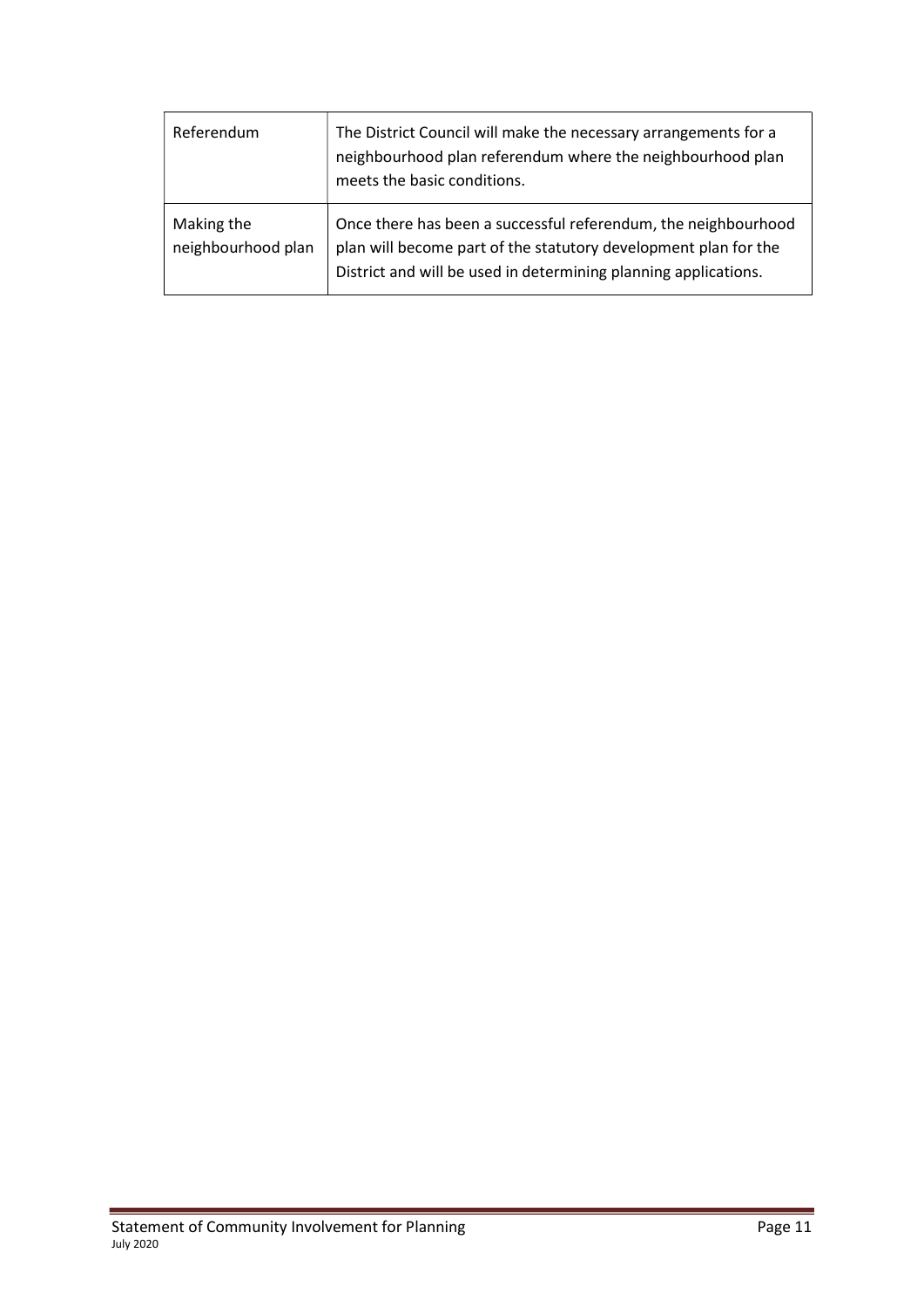| Referendum | The District Council will make the necessary arrangements for a neighbourhood plan referendum where the neighbourhood plan meets the basic conditions. |
|---|---|
| Making the neighbourhood plan | Once there has been a successful referendum, the neighbourhood plan will become part of the statutory development plan for the District and will be used in determining planning applications. |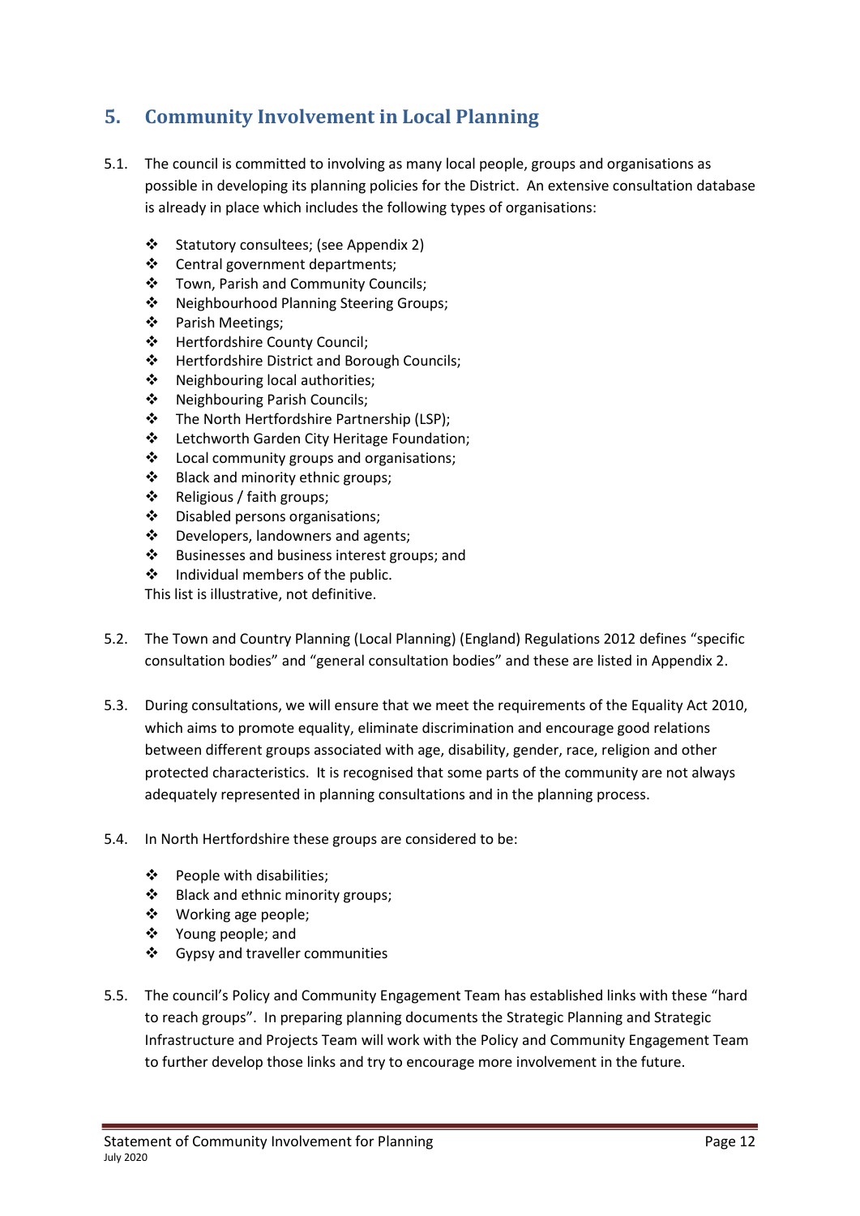## 5. Community Involvement in Local Planning

5.1. The council is committed to involving as many local people, groups and organisations as possible in developing its planning policies for the District. An extensive consultation database is already in place which includes the following types of organisations:

- Statutory consultees; (see Appendix 2)
- Central government departments;
- Town, Parish and Community Councils;
- Neighbourhood Planning Steering Groups;
- Parish Meetings;
- Hertfordshire County Council;
- Hertfordshire District and Borough Councils;
- Neighbouring local authorities;
- Neighbouring Parish Councils;
- The North Hertfordshire Partnership (LSP);
- Letchworth Garden City Heritage Foundation;
- Local community groups and organisations;
- Black and minority ethnic groups;
- Religious / faith groups;
- Disabled persons organisations;
- Developers, landowners and agents;
- Businesses and business interest groups; and
- Individual members of the public.

This list is illustrative, not definitive.

5.2. The Town and Country Planning (Local Planning) (England) Regulations 2012 defines "specific consultation bodies" and "general consultation bodies" and these are listed in Appendix 2.

5.3. During consultations, we will ensure that we meet the requirements of the Equality Act 2010, which aims to promote equality, eliminate discrimination and encourage good relations between different groups associated with age, disability, gender, race, religion and other protected characteristics. It is recognised that some parts of the community are not always adequately represented in planning consultations and in the planning process.

5.4. In North Hertfordshire these groups are considered to be:

- People with disabilities;
- Black and ethnic minority groups;
- Working age people;
- Young people; and
- Gypsy and traveller communities

5.5. The council's Policy and Community Engagement Team has established links with these "hard to reach groups". In preparing planning documents the Strategic Planning and Strategic Infrastructure and Projects Team will work with the Policy and Community Engagement Team to further develop those links and try to encourage more involvement in the future.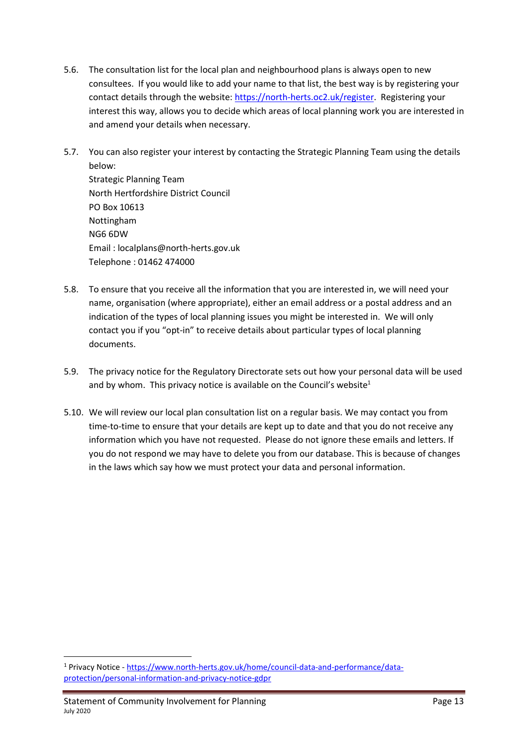5.6. The consultation list for the local plan and neighbourhood plans is always open to new consultees. If you would like to add your name to that list, the best way is by registering your contact details through the website: [https://north-herts.oc2.uk/register](https://north-herts.oc2.uk/register). Registering your interest this way, allows you to decide which areas of local planning work you are interested in and amend your details when necessary.

5.7. You can also register your interest by contacting the Strategic Planning Team using the details below:
Strategic Planning Team
North Hertfordshire District Council
PO Box 10613
Nottingham
NG6 6DW
Email : localplans@north-herts.gov.uk
Telephone : 01462 474000

5.8. To ensure that you receive all the information that you are interested in, we will need your name, organisation (where appropriate), either an email address or a postal address and an indication of the types of local planning issues you might be interested in. We will only contact you if you "opt-in" to receive details about particular types of local planning documents.

5.9. The privacy notice for the Regulatory Directorate sets out how your personal data will be used and by whom. This privacy notice is available on the Council's website[1]

5.10. We will review our local plan consultation list on a regular basis. We may contact you from time-to-time to ensure that your details are kept up to date and that you do not receive any information which you have not requested. Please do not ignore these emails and letters. If you do not respond we may have to delete you from our database. This is because of changes in the laws which say how we must protect your data and personal information.

---

[1] Privacy Notice - [https://www.north-herts.gov.uk/home/council-data-and-performance/data-protection/personal-information-and-privacy-notice-gdpr](https://www.north-herts.gov.uk/home/council-data-and-performance/data-protection/personal-information-and-privacy-notice-gdpr)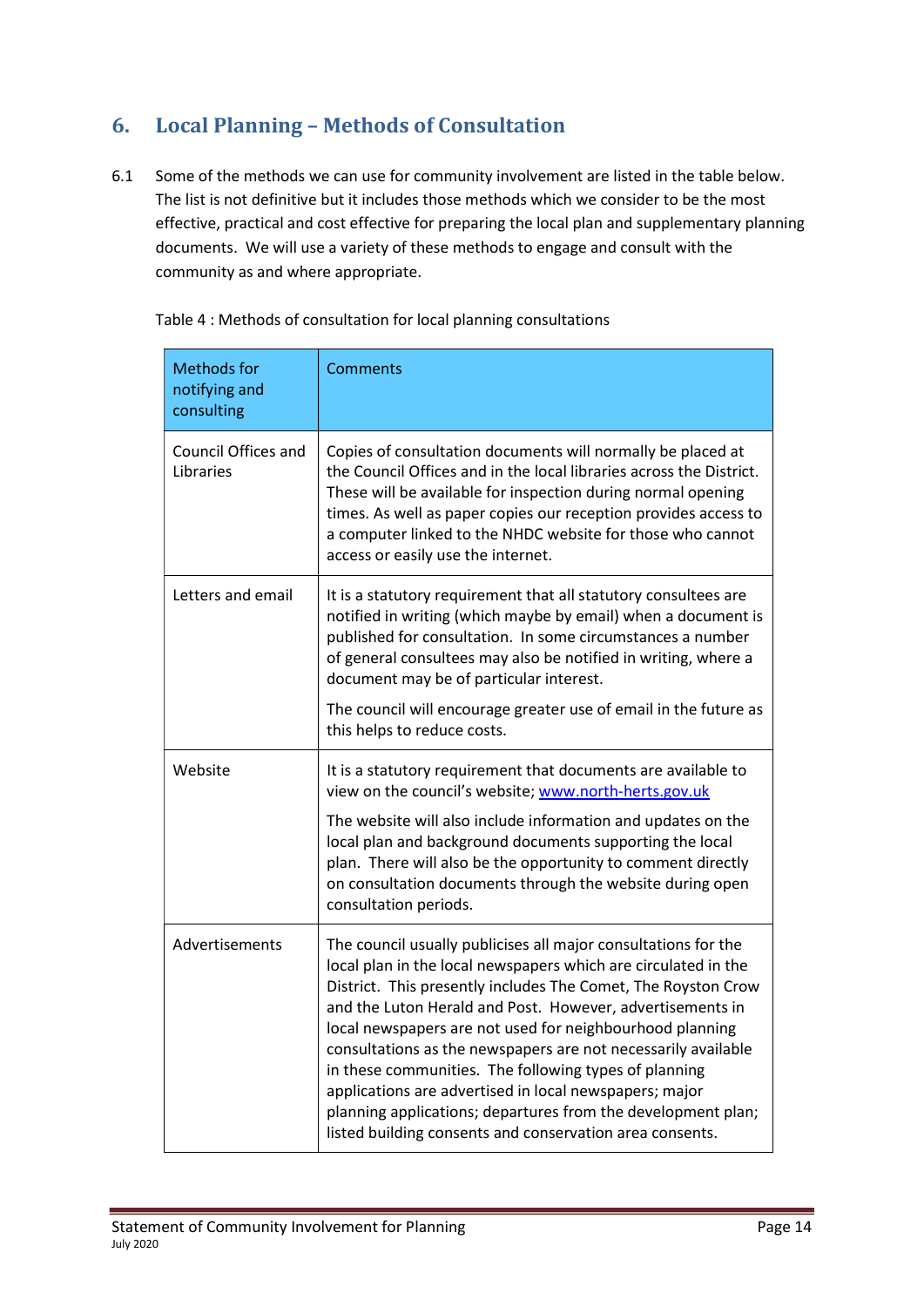## 6. Local Planning – Methods of Consultation

6.1 Some of the methods we can use for community involvement are listed in the table below. The list is not definitive but it includes those methods which we consider to be the most effective, practical and cost effective for preparing the local plan and supplementary planning documents. We will use a variety of these methods to engage and consult with the community as and where appropriate.

Table 4 : Methods of consultation for local planning consultations

| Methods for notifying and consulting | Comments |
|---|---|
| Council Offices and Libraries | Copies of consultation documents will normally be placed at the Council Offices and in the local libraries across the District. These will be available for inspection during normal opening times. As well as paper copies our reception provides access to a computer linked to the NHDC website for those who cannot access or easily use the internet. |
| Letters and email | It is a statutory requirement that all statutory consultees are notified in writing (which maybe by email) when a document is published for consultation. In some circumstances a number of general consultees may also be notified in writing, where a document may be of particular interest.<br><br>The council will encourage greater use of email in the future as this helps to reduce costs. |
| Website | It is a statutory requirement that documents are available to view on the council's website; www.north-herts.gov.uk<br><br>The website will also include information and updates on the local plan and background documents supporting the local plan. There will also be the opportunity to comment directly on consultation documents through the website during open consultation periods. |
| Advertisements | The council usually publicises all major consultations for the local plan in the local newspapers which are circulated in the District. This presently includes The Comet, The Royston Crow and the Luton Herald and Post. However, advertisements in local newspapers are not used for neighbourhood planning consultations as the newspapers are not necessarily available in these communities. The following types of planning applications are advertised in local newspapers; major planning applications; departures from the development plan; listed building consents and conservation area consents. |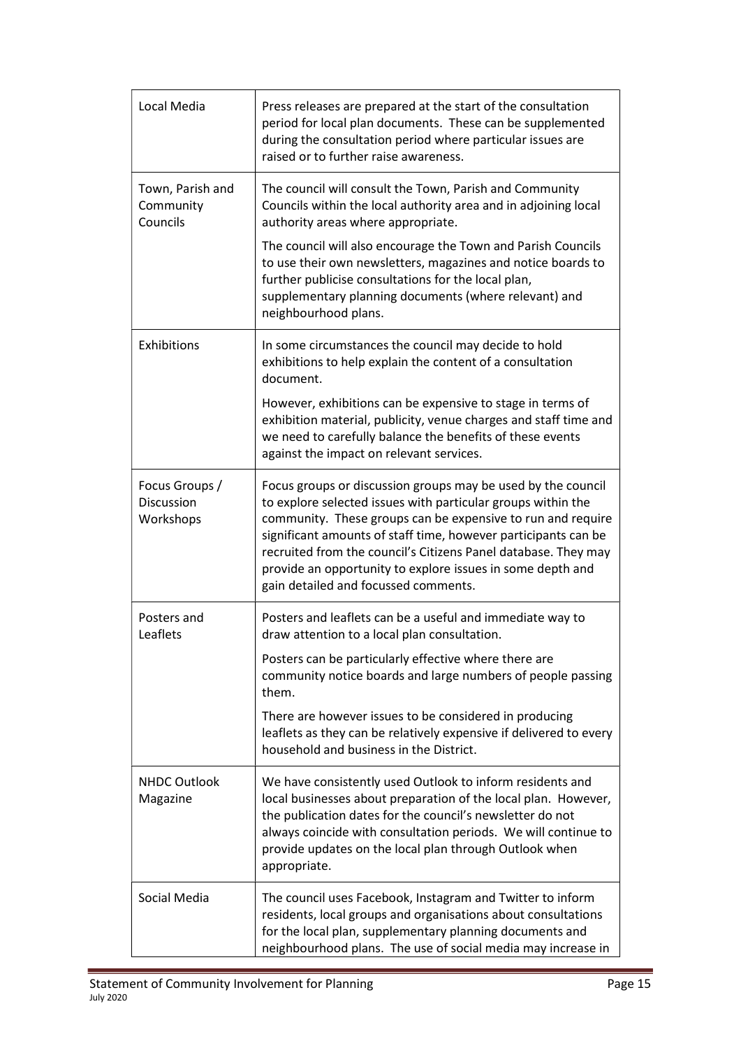| | |
|---|---|
| Local Media | Press releases are prepared at the start of the consultation period for local plan documents. These can be supplemented during the consultation period where particular issues are raised or to further raise awareness. |
| Town, Parish and Community Councils | The council will consult the Town, Parish and Community Councils within the local authority area and in adjoining local authority areas where appropriate.<br><br>The council will also encourage the Town and Parish Councils to use their own newsletters, magazines and notice boards to further publicise consultations for the local plan, supplementary planning documents (where relevant) and neighbourhood plans. |
| Exhibitions | In some circumstances the council may decide to hold exhibitions to help explain the content of a consultation document.<br><br>However, exhibitions can be expensive to stage in terms of exhibition material, publicity, venue charges and staff time and we need to carefully balance the benefits of these events against the impact on relevant services. |
| Focus Groups / Discussion Workshops | Focus groups or discussion groups may be used by the council to explore selected issues with particular groups within the community. These groups can be expensive to run and require significant amounts of staff time, however participants can be recruited from the council's Citizens Panel database. They may provide an opportunity to explore issues in some depth and gain detailed and focussed comments. |
| Posters and Leaflets | Posters and leaflets can be a useful and immediate way to draw attention to a local plan consultation.<br><br>Posters can be particularly effective where there are community notice boards and large numbers of people passing them.<br><br>There are however issues to be considered in producing leaflets as they can be relatively expensive if delivered to every household and business in the District. |
| NHDC Outlook Magazine | We have consistently used Outlook to inform residents and local businesses about preparation of the local plan. However, the publication dates for the council's newsletter do not always coincide with consultation periods. We will continue to provide updates on the local plan through Outlook when appropriate. |
| Social Media | The council uses Facebook, Instagram and Twitter to inform residents, local groups and organisations about consultations for the local plan, supplementary planning documents and neighbourhood plans. The use of social media may increase in |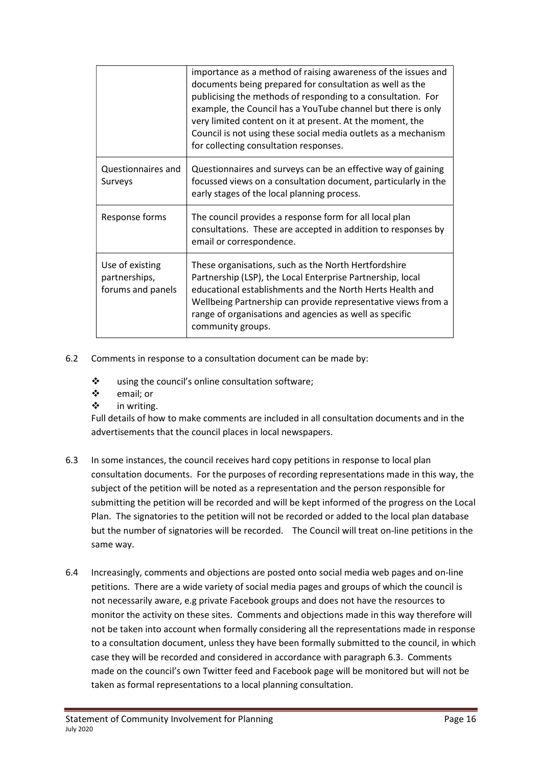| | |
|---|---|
| | importance as a method of raising awareness of the issues and documents being prepared for consultation as well as the publicising the methods of responding to a consultation. For example, the Council has a YouTube channel but there is only very limited content on it at present. At the moment, the Council is not using these social media outlets as a mechanism for collecting consultation responses. |
| Questionnaires and Surveys | Questionnaires and surveys can be an effective way of gaining focussed views on a consultation document, particularly in the early stages of the local planning process. |
| Response forms | The council provides a response form for all local plan consultations. These are accepted in addition to responses by email or correspondence. |
| Use of existing partnerships, forums and panels | These organisations, such as the North Hertfordshire Partnership (LSP), the Local Enterprise Partnership, local educational establishments and the North Herts Health and Wellbeing Partnership can provide representative views from a range of organisations and agencies as well as specific community groups. |

6.2 Comments in response to a consultation document can be made by:

- using the council's online consultation software;
- email; or
- in writing.

Full details of how to make comments are included in all consultation documents and in the advertisements that the council places in local newspapers.

6.3 In some instances, the council receives hard copy petitions in response to local plan consultation documents. For the purposes of recording representations made in this way, the subject of the petition will be noted as a representation and the person responsible for submitting the petition will be recorded and will be kept informed of the progress on the Local Plan. The signatories to the petition will not be recorded or added to the local plan database but the number of signatories will be recorded. The Council will treat on-line petitions in the same way.

6.4 Increasingly, comments and objections are posted onto social media web pages and on-line petitions. There are a wide variety of social media pages and groups of which the council is not necessarily aware, e.g private Facebook groups and does not have the resources to monitor the activity on these sites. Comments and objections made in this way therefore will not be taken into account when formally considering all the representations made in response to a consultation document, unless they have been formally submitted to the council, in which case they will be recorded and considered in accordance with paragraph 6.3. Comments made on the council's own Twitter feed and Facebook page will be monitored but will not be taken as formal representations to a local planning consultation.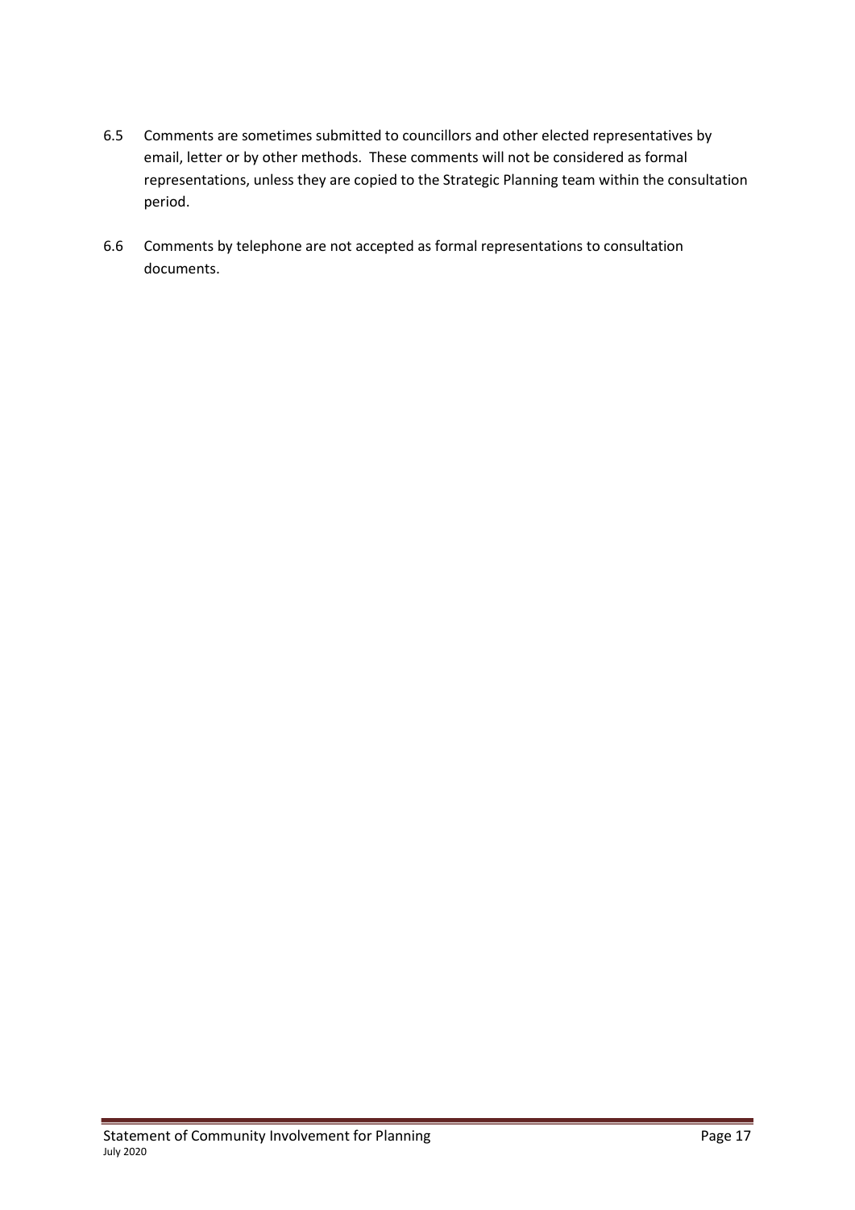6.5 Comments are sometimes submitted to councillors and other elected representatives by email, letter or by other methods. These comments will not be considered as formal representations, unless they are copied to the Strategic Planning team within the consultation period.

6.6 Comments by telephone are not accepted as formal representations to consultation documents.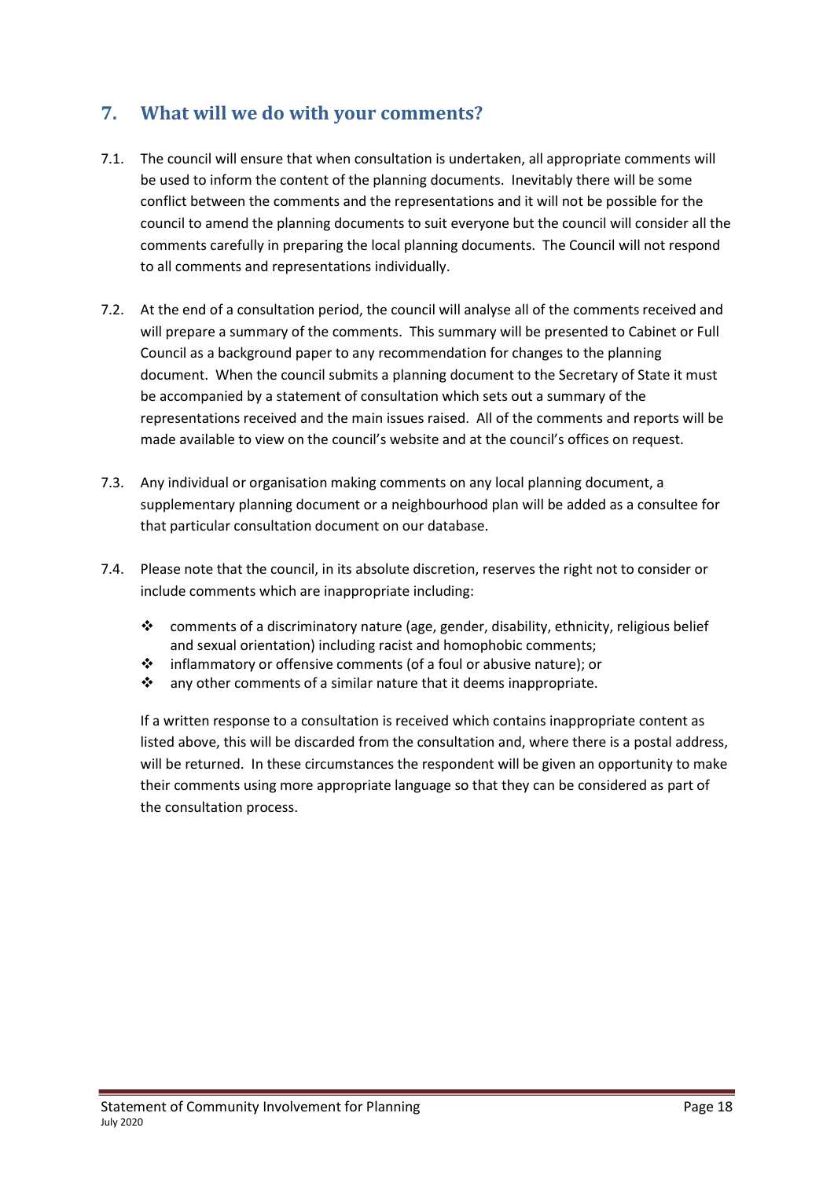## 7. What will we do with your comments?

7.1. The council will ensure that when consultation is undertaken, all appropriate comments will be used to inform the content of the planning documents. Inevitably there will be some conflict between the comments and the representations and it will not be possible for the council to amend the planning documents to suit everyone but the council will consider all the comments carefully in preparing the local planning documents. The Council will not respond to all comments and representations individually.

7.2. At the end of a consultation period, the council will analyse all of the comments received and will prepare a summary of the comments. This summary will be presented to Cabinet or Full Council as a background paper to any recommendation for changes to the planning document. When the council submits a planning document to the Secretary of State it must be accompanied by a statement of consultation which sets out a summary of the representations received and the main issues raised. All of the comments and reports will be made available to view on the council's website and at the council's offices on request.

7.3. Any individual or organisation making comments on any local planning document, a supplementary planning document or a neighbourhood plan will be added as a consultee for that particular consultation document on our database.

7.4. Please note that the council, in its absolute discretion, reserves the right not to consider or include comments which are inappropriate including:

- comments of a discriminatory nature (age, gender, disability, ethnicity, religious belief and sexual orientation) including racist and homophobic comments;
- inflammatory or offensive comments (of a foul or abusive nature); or
- any other comments of a similar nature that it deems inappropriate.

If a written response to a consultation is received which contains inappropriate content as listed above, this will be discarded from the consultation and, where there is a postal address, will be returned. In these circumstances the respondent will be given an opportunity to make their comments using more appropriate language so that they can be considered as part of the consultation process.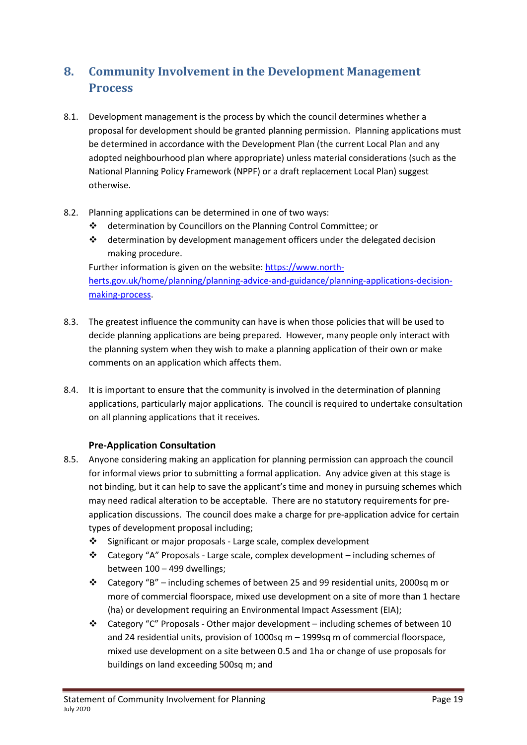## 8. Community Involvement in the Development Management Process

8.1. Development management is the process by which the council determines whether a proposal for development should be granted planning permission. Planning applications must be determined in accordance with the Development Plan (the current Local Plan and any adopted neighbourhood plan where appropriate) unless material considerations (such as the National Planning Policy Framework (NPPF) or a draft replacement Local Plan) suggest otherwise.

8.2. Planning applications can be determined in one of two ways:

- determination by Councillors on the Planning Control Committee; or
- determination by development management officers under the delegated decision making procedure.

Further information is given on the website: [https://www.north-herts.gov.uk/home/planning/planning-advice-and-guidance/planning-applications-decision-making-process](https://www.north-herts.gov.uk/home/planning/planning-advice-and-guidance/planning-applications-decision-making-process).

8.3. The greatest influence the community can have is when those policies that will be used to decide planning applications are being prepared. However, many people only interact with the planning system when they wish to make a planning application of their own or make comments on an application which affects them.

8.4. It is important to ensure that the community is involved in the determination of planning applications, particularly major applications. The council is required to undertake consultation on all planning applications that it receives.

### Pre-Application Consultation

8.5. Anyone considering making an application for planning permission can approach the council for informal views prior to submitting a formal application. Any advice given at this stage is not binding, but it can help to save the applicant's time and money in pursuing schemes which may need radical alteration to be acceptable. There are no statutory requirements for pre-application discussions. The council does make a charge for pre-application advice for certain types of development proposal including;

- Significant or major proposals - Large scale, complex development
- Category "A" Proposals - Large scale, complex development – including schemes of between 100 – 499 dwellings;
- Category "B" – including schemes of between 25 and 99 residential units, 2000sq m or more of commercial floorspace, mixed use development on a site of more than 1 hectare (ha) or development requiring an Environmental Impact Assessment (EIA);
- Category "C" Proposals - Other major development – including schemes of between 10 and 24 residential units, provision of 1000sq m – 1999sq m of commercial floorspace, mixed use development on a site between 0.5 and 1ha or change of use proposals for buildings on land exceeding 500sq m; and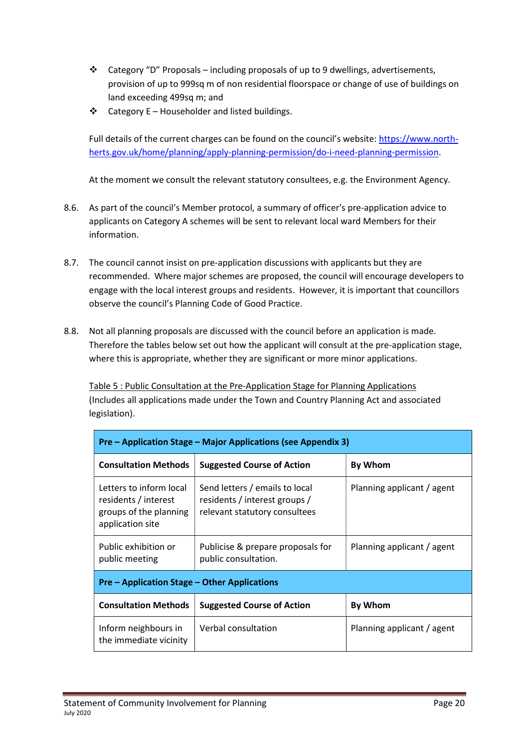- Category "D" Proposals – including proposals of up to 9 dwellings, advertisements, provision of up to 999sq m of non residential floorspace or change of use of buildings on land exceeding 499sq m; and
- Category E – Householder and listed buildings.

Full details of the current charges can be found on the council's website: [https://www.north-herts.gov.uk/home/planning/apply-planning-permission/do-i-need-planning-permission](https://www.north-herts.gov.uk/home/planning/apply-planning-permission/do-i-need-planning-permission).

At the moment we consult the relevant statutory consultees, e.g. the Environment Agency.

8.6. As part of the council's Member protocol, a summary of officer's pre-application advice to applicants on Category A schemes will be sent to relevant local ward Members for their information.

8.7. The council cannot insist on pre-application discussions with applicants but they are recommended. Where major schemes are proposed, the council will encourage developers to engage with the local interest groups and residents. However, it is important that councillors observe the council's Planning Code of Good Practice.

8.8. Not all planning proposals are discussed with the council before an application is made. Therefore the tables below set out how the applicant will consult at the pre-application stage, where this is appropriate, whether they are significant or more minor applications.

Table 5 : Public Consultation at the Pre-Application Stage for Planning Applications
(Includes all applications made under the Town and Country Planning Act and associated legislation).

| **Pre – Application Stage – Major Applications (see Appendix 3)** | | |
|---|---|---|
| **Consultation Methods** | **Suggested Course of Action** | **By Whom** |
| Letters to inform local residents / interest groups of the planning application site | Send letters / emails to local residents / interest groups / relevant statutory consultees | Planning applicant / agent |
| Public exhibition or public meeting | Publicise & prepare proposals for public consultation. | Planning applicant / agent |
| **Pre – Application Stage – Other Applications** | | |
| **Consultation Methods** | **Suggested Course of Action** | **By Whom** |
| Inform neighbours in the immediate vicinity | Verbal consultation | Planning applicant / agent |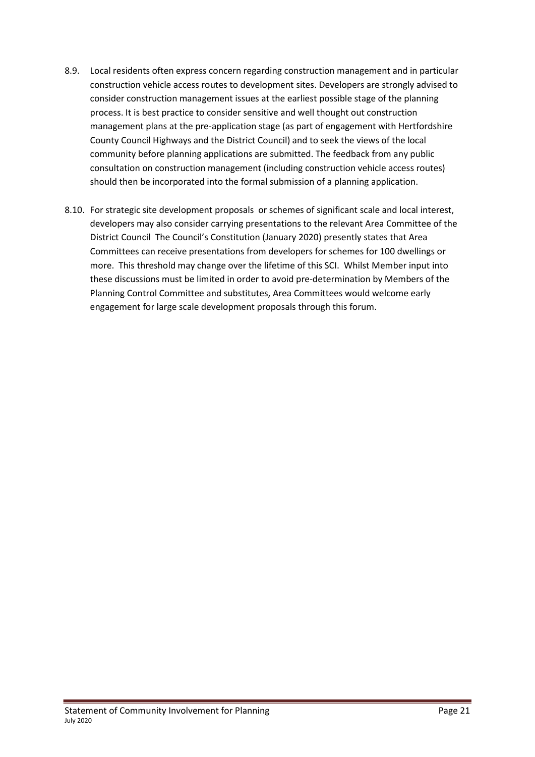8.9. Local residents often express concern regarding construction management and in particular construction vehicle access routes to development sites. Developers are strongly advised to consider construction management issues at the earliest possible stage of the planning process. It is best practice to consider sensitive and well thought out construction management plans at the pre-application stage (as part of engagement with Hertfordshire County Council Highways and the District Council) and to seek the views of the local community before planning applications are submitted. The feedback from any public consultation on construction management (including construction vehicle access routes) should then be incorporated into the formal submission of a planning application.

8.10. For strategic site development proposals or schemes of significant scale and local interest, developers may also consider carrying presentations to the relevant Area Committee of the District Council The Council's Constitution (January 2020) presently states that Area Committees can receive presentations from developers for schemes for 100 dwellings or more. This threshold may change over the lifetime of this SCI. Whilst Member input into these discussions must be limited in order to avoid pre-determination by Members of the Planning Control Committee and substitutes, Area Committees would welcome early engagement for large scale development proposals through this forum.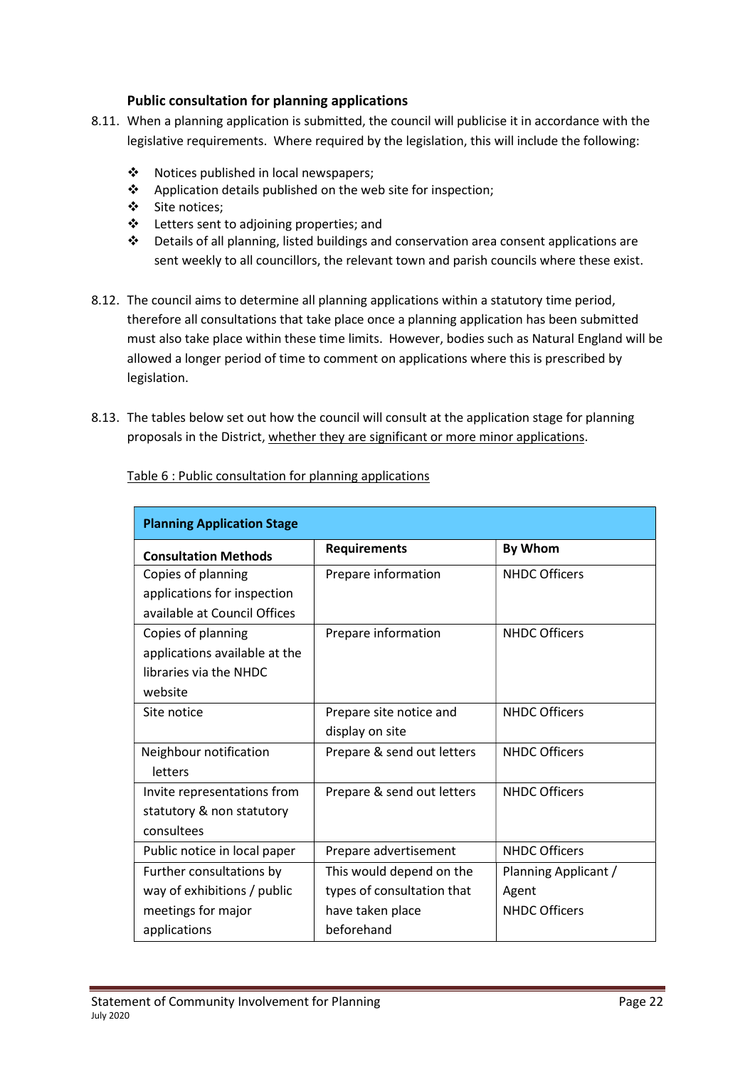### Public consultation for planning applications

8.11. When a planning application is submitted, the council will publicise it in accordance with the legislative requirements. Where required by the legislation, this will include the following:

- Notices published in local newspapers;
- Application details published on the web site for inspection;
- Site notices;
- Letters sent to adjoining properties; and
- Details of all planning, listed buildings and conservation area consent applications are sent weekly to all councillors, the relevant town and parish councils where these exist.

8.12. The council aims to determine all planning applications within a statutory time period, therefore all consultations that take place once a planning application has been submitted must also take place within these time limits. However, bodies such as Natural England will be allowed a longer period of time to comment on applications where this is prescribed by legislation.

8.13. The tables below set out how the council will consult at the application stage for planning proposals in the District, whether they are significant or more minor applications.

Table 6 : Public consultation for planning applications

| **Planning Application Stage** | | |
|---|---|---|
| **Consultation Methods** | **Requirements** | **By Whom** |
| Copies of planning applications for inspection available at Council Offices | Prepare information | NHDC Officers |
| Copies of planning applications available at the libraries via the NHDC website | Prepare information | NHDC Officers |
| Site notice | Prepare site notice and display on site | NHDC Officers |
| Neighbour notification letters | Prepare & send out letters | NHDC Officers |
| Invite representations from statutory & non statutory consultees | Prepare & send out letters | NHDC Officers |
| Public notice in local paper | Prepare advertisement | NHDC Officers |
| Further consultations by way of exhibitions / public meetings for major applications | This would depend on the types of consultation that have taken place beforehand | Planning Applicant / Agent<br>NHDC Officers |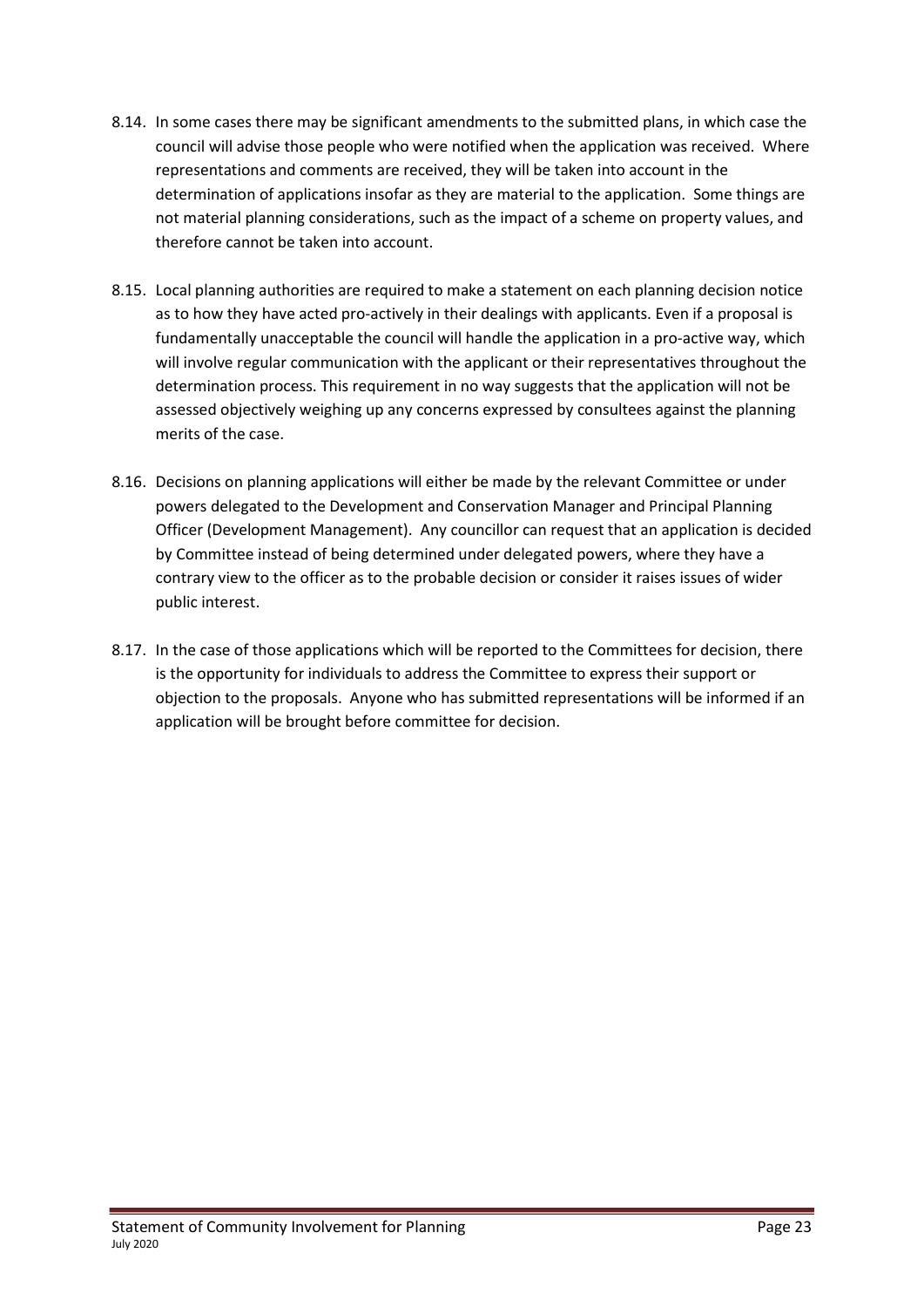8.14. In some cases there may be significant amendments to the submitted plans, in which case the council will advise those people who were notified when the application was received. Where representations and comments are received, they will be taken into account in the determination of applications insofar as they are material to the application. Some things are not material planning considerations, such as the impact of a scheme on property values, and therefore cannot be taken into account.

8.15. Local planning authorities are required to make a statement on each planning decision notice as to how they have acted pro-actively in their dealings with applicants. Even if a proposal is fundamentally unacceptable the council will handle the application in a pro-active way, which will involve regular communication with the applicant or their representatives throughout the determination process. This requirement in no way suggests that the application will not be assessed objectively weighing up any concerns expressed by consultees against the planning merits of the case.

8.16. Decisions on planning applications will either be made by the relevant Committee or under powers delegated to the Development and Conservation Manager and Principal Planning Officer (Development Management). Any councillor can request that an application is decided by Committee instead of being determined under delegated powers, where they have a contrary view to the officer as to the probable decision or consider it raises issues of wider public interest.

8.17. In the case of those applications which will be reported to the Committees for decision, there is the opportunity for individuals to address the Committee to express their support or objection to the proposals. Anyone who has submitted representations will be informed if an application will be brought before committee for decision.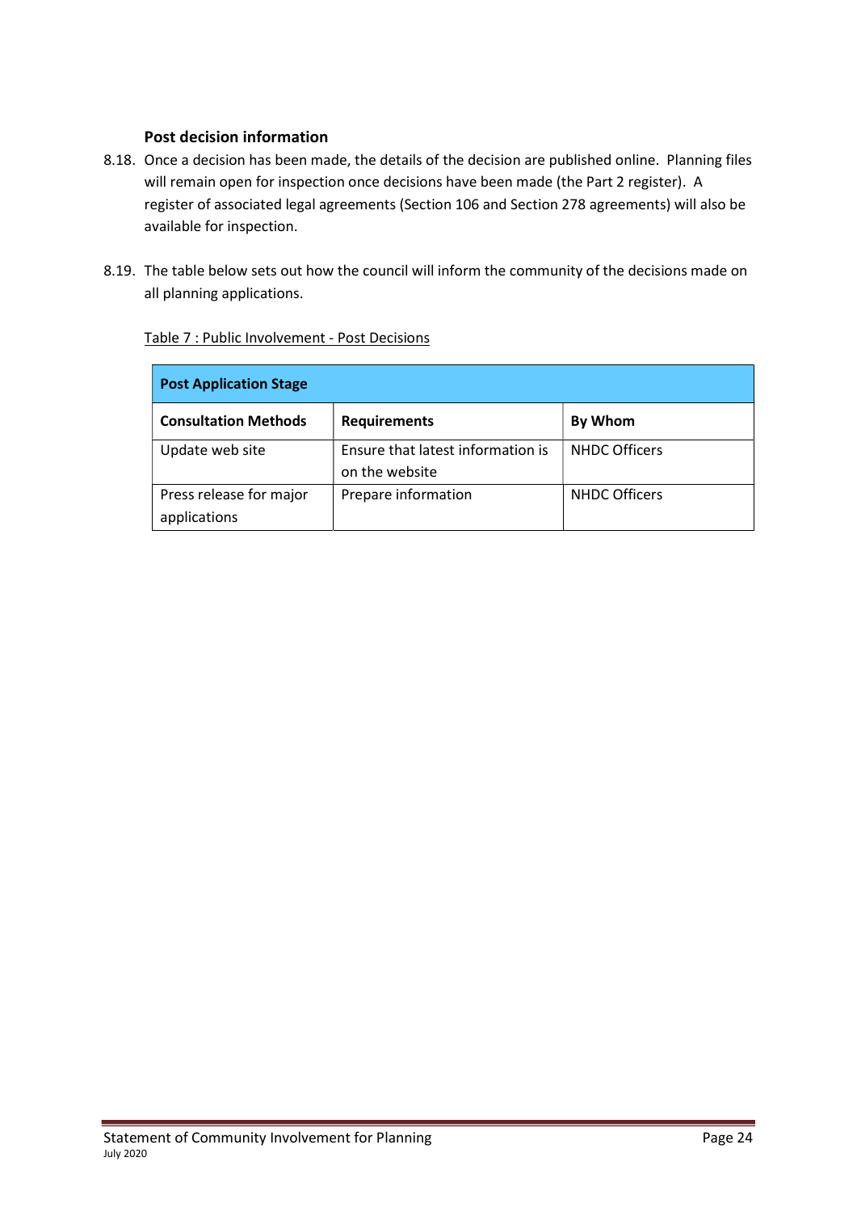### Post decision information

8.18. Once a decision has been made, the details of the decision are published online. Planning files will remain open for inspection once decisions have been made (the Part 2 register). A register of associated legal agreements (Section 106 and Section 278 agreements) will also be available for inspection.

8.19. The table below sets out how the council will inform the community of the decisions made on all planning applications.

Table 7 : Public Involvement - Post Decisions

| **Post Application Stage** | | |
|---|---|---|
| **Consultation Methods** | **Requirements** | **By Whom** |
| Update web site | Ensure that latest information is on the website | NHDC Officers |
| Press release for major applications | Prepare information | NHDC Officers |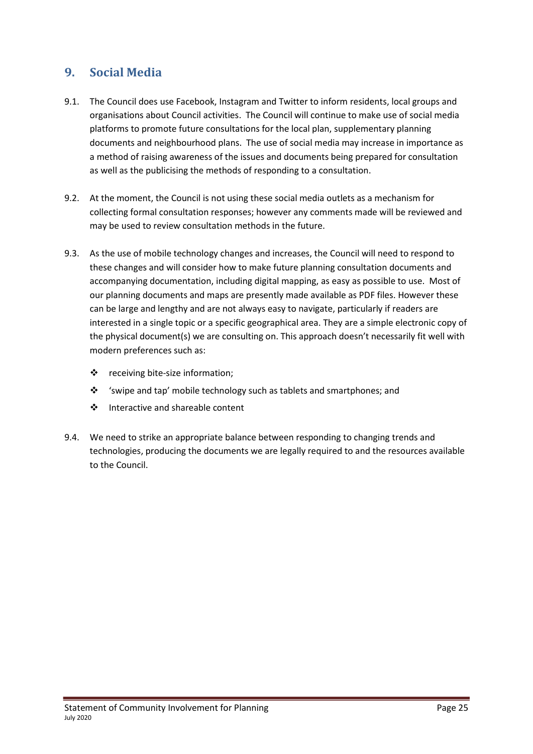## 9. Social Media

9.1. The Council does use Facebook, Instagram and Twitter to inform residents, local groups and organisations about Council activities. The Council will continue to make use of social media platforms to promote future consultations for the local plan, supplementary planning documents and neighbourhood plans. The use of social media may increase in importance as a method of raising awareness of the issues and documents being prepared for consultation as well as the publicising the methods of responding to a consultation.

9.2. At the moment, the Council is not using these social media outlets as a mechanism for collecting formal consultation responses; however any comments made will be reviewed and may be used to review consultation methods in the future.

9.3. As the use of mobile technology changes and increases, the Council will need to respond to these changes and will consider how to make future planning consultation documents and accompanying documentation, including digital mapping, as easy as possible to use. Most of our planning documents and maps are presently made available as PDF files. However these can be large and lengthy and are not always easy to navigate, particularly if readers are interested in a single topic or a specific geographical area. They are a simple electronic copy of the physical document(s) we are consulting on. This approach doesn't necessarily fit well with modern preferences such as:

- receiving bite-size information;
- 'swipe and tap' mobile technology such as tablets and smartphones; and
- Interactive and shareable content

9.4. We need to strike an appropriate balance between responding to changing trends and technologies, producing the documents we are legally required to and the resources available to the Council.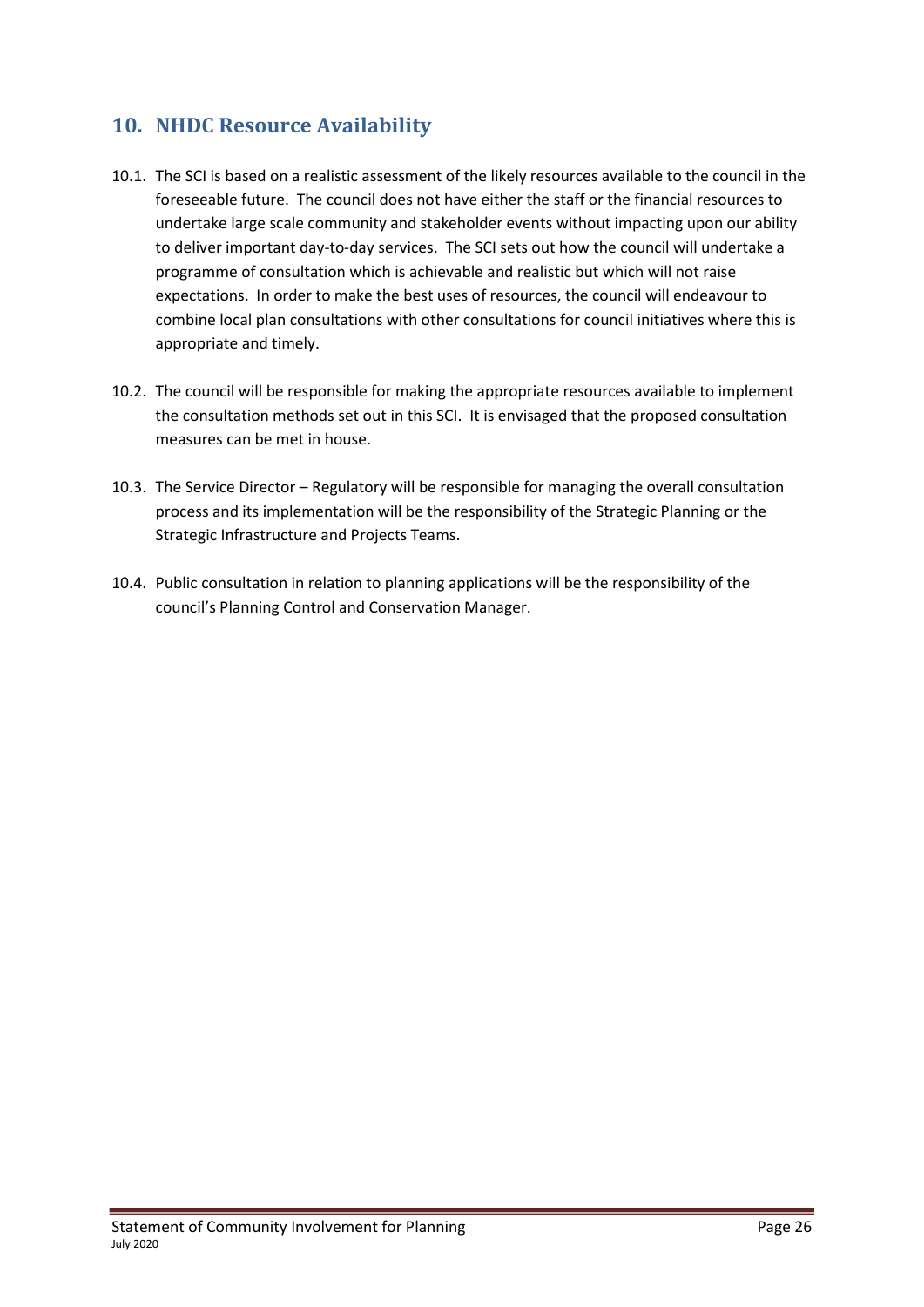## 10. NHDC Resource Availability

10.1. The SCI is based on a realistic assessment of the likely resources available to the council in the foreseeable future. The council does not have either the staff or the financial resources to undertake large scale community and stakeholder events without impacting upon our ability to deliver important day-to-day services. The SCI sets out how the council will undertake a programme of consultation which is achievable and realistic but which will not raise expectations. In order to make the best uses of resources, the council will endeavour to combine local plan consultations with other consultations for council initiatives where this is appropriate and timely.

10.2. The council will be responsible for making the appropriate resources available to implement the consultation methods set out in this SCI. It is envisaged that the proposed consultation measures can be met in house.

10.3. The Service Director – Regulatory will be responsible for managing the overall consultation process and its implementation will be the responsibility of the Strategic Planning or the Strategic Infrastructure and Projects Teams.

10.4. Public consultation in relation to planning applications will be the responsibility of the council's Planning Control and Conservation Manager.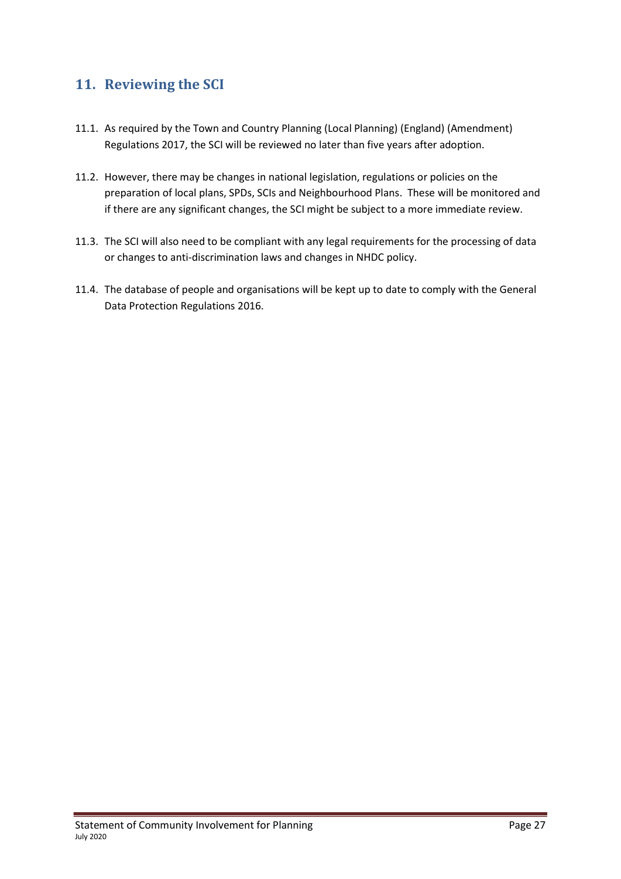## 11. Reviewing the SCI

11.1. As required by the Town and Country Planning (Local Planning) (England) (Amendment) Regulations 2017, the SCI will be reviewed no later than five years after adoption.

11.2. However, there may be changes in national legislation, regulations or policies on the preparation of local plans, SPDs, SCIs and Neighbourhood Plans. These will be monitored and if there are any significant changes, the SCI might be subject to a more immediate review.

11.3. The SCI will also need to be compliant with any legal requirements for the processing of data or changes to anti-discrimination laws and changes in NHDC policy.

11.4. The database of people and organisations will be kept up to date to comply with the General Data Protection Regulations 2016.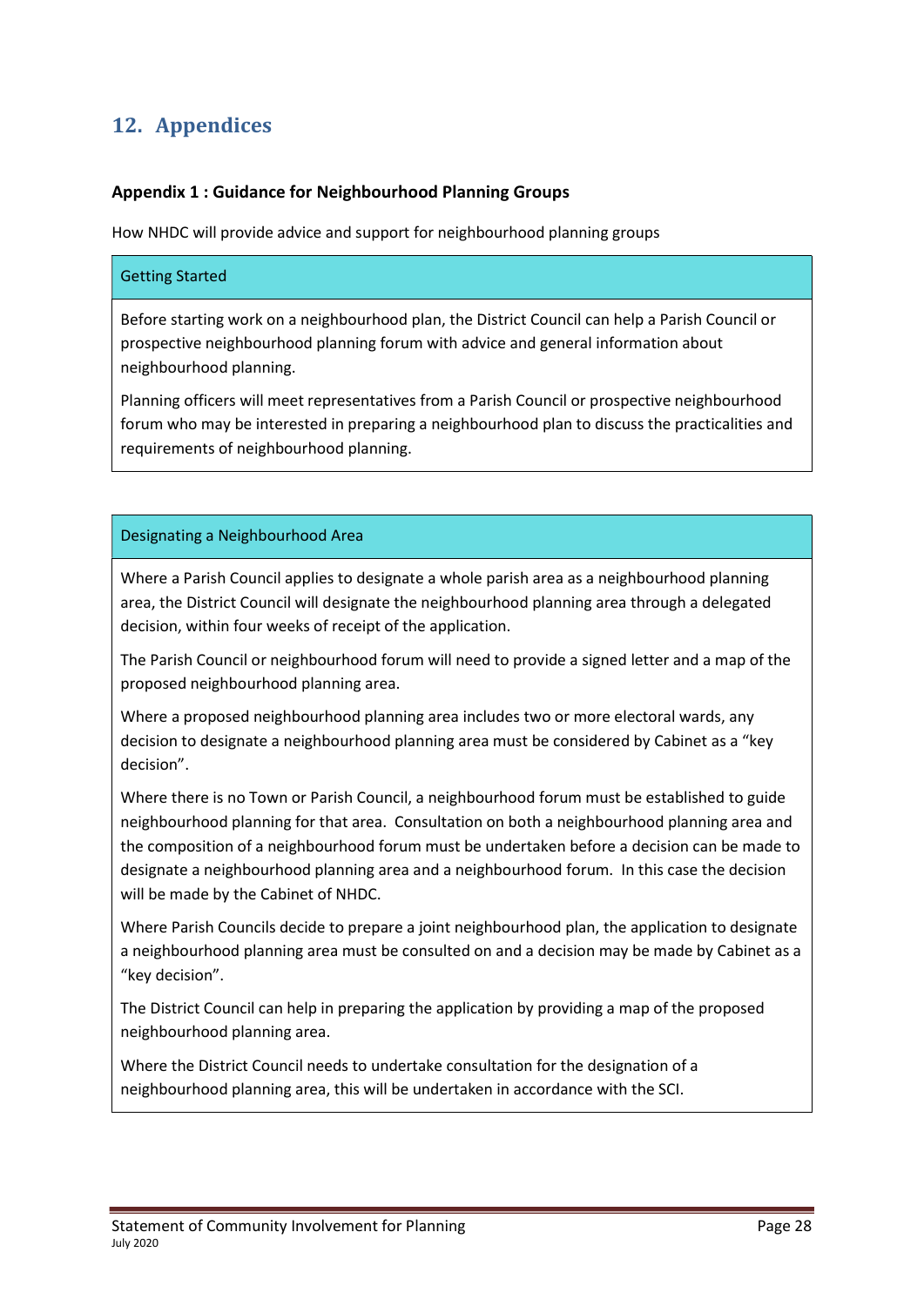## 12. Appendices

### Appendix 1 : Guidance for Neighbourhood Planning Groups

How NHDC will provide advice and support for neighbourhood planning groups

| Getting Started |
|---|
| Before starting work on a neighbourhood plan, the District Council can help a Parish Council or prospective neighbourhood planning forum with advice and general information about neighbourhood planning.<br><br>Planning officers will meet representatives from a Parish Council or prospective neighbourhood forum who may be interested in preparing a neighbourhood plan to discuss the practicalities and requirements of neighbourhood planning. |

| Designating a Neighbourhood Area |
|---|
| Where a Parish Council applies to designate a whole parish area as a neighbourhood planning area, the District Council will designate the neighbourhood planning area through a delegated decision, within four weeks of receipt of the application.<br><br>The Parish Council or neighbourhood forum will need to provide a signed letter and a map of the proposed neighbourhood planning area.<br><br>Where a proposed neighbourhood planning area includes two or more electoral wards, any decision to designate a neighbourhood planning area must be considered by Cabinet as a "key decision".<br><br>Where there is no Town or Parish Council, a neighbourhood forum must be established to guide neighbourhood planning for that area. Consultation on both a neighbourhood planning area and the composition of a neighbourhood forum must be undertaken before a decision can be made to designate a neighbourhood planning area and a neighbourhood forum. In this case the decision will be made by the Cabinet of NHDC.<br><br>Where Parish Councils decide to prepare a joint neighbourhood plan, the application to designate a neighbourhood planning area must be consulted on and a decision may be made by Cabinet as a "key decision".<br><br>The District Council can help in preparing the application by providing a map of the proposed neighbourhood planning area.<br><br>Where the District Council needs to undertake consultation for the designation of a neighbourhood planning area, this will be undertaken in accordance with the SCI. |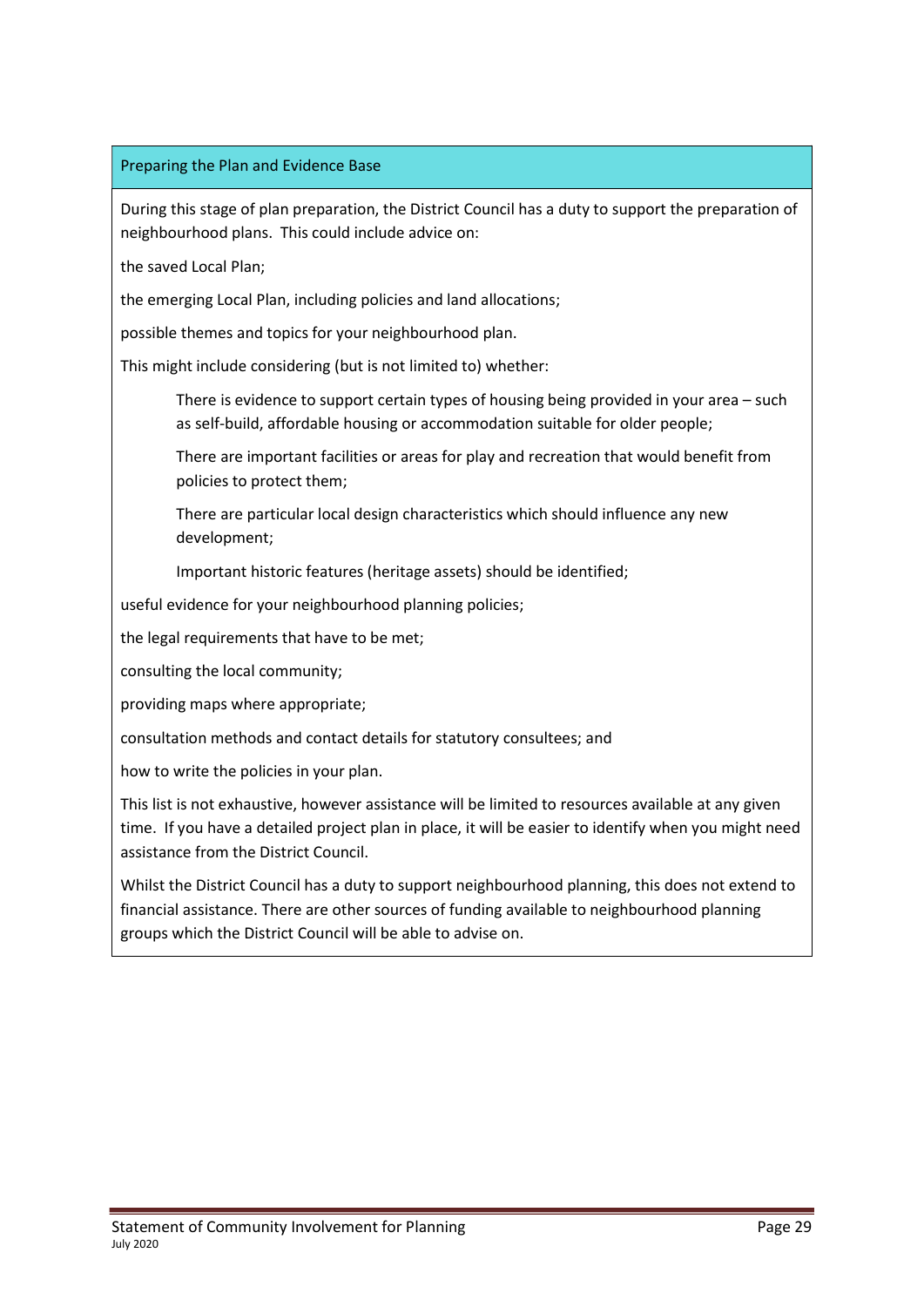### Preparing the Plan and Evidence Base

During this stage of plan preparation, the District Council has a duty to support the preparation of neighbourhood plans. This could include advice on:

- the saved Local Plan;
- the emerging Local Plan, including policies and land allocations;
- possible themes and topics for your neighbourhood plan.

  This might include considering (but is not limited to) whether:

  - There is evidence to support certain types of housing being provided in your area – such as self-build, affordable housing or accommodation suitable for older people;
  - There are important facilities or areas for play and recreation that would benefit from policies to protect them;
  - There are particular local design characteristics which should influence any new development;
  - Important historic features (heritage assets) should be identified;

- useful evidence for your neighbourhood planning policies;
- the legal requirements that have to be met;
- consulting the local community;
- providing maps where appropriate;
- consultation methods and contact details for statutory consultees; and
- how to write the policies in your plan.

This list is not exhaustive, however assistance will be limited to resources available at any given time. If you have a detailed project plan in place, it will be easier to identify when you might need assistance from the District Council.

Whilst the District Council has a duty to support neighbourhood planning, this does not extend to financial assistance. There are other sources of funding available to neighbourhood planning groups which the District Council will be able to advise on.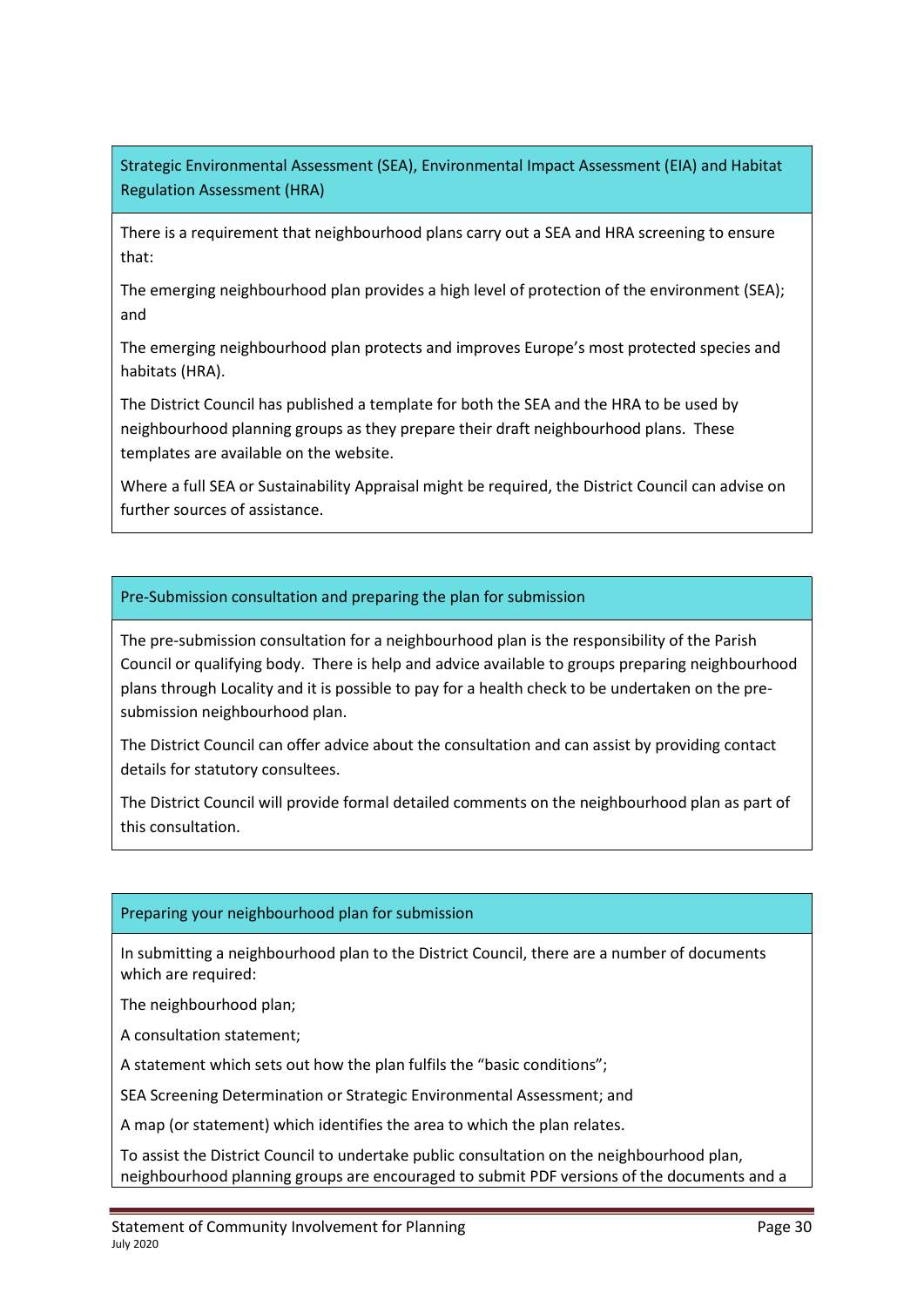### Strategic Environmental Assessment (SEA), Environmental Impact Assessment (EIA) and Habitat Regulation Assessment (HRA)

There is a requirement that neighbourhood plans carry out a SEA and HRA screening to ensure that:

The emerging neighbourhood plan provides a high level of protection of the environment (SEA); and

The emerging neighbourhood plan protects and improves Europe's most protected species and habitats (HRA).

The District Council has published a template for both the SEA and the HRA to be used by neighbourhood planning groups as they prepare their draft neighbourhood plans. These templates are available on the website.

Where a full SEA or Sustainability Appraisal might be required, the District Council can advise on further sources of assistance.

### Pre-Submission consultation and preparing the plan for submission

The pre-submission consultation for a neighbourhood plan is the responsibility of the Parish Council or qualifying body. There is help and advice available to groups preparing neighbourhood plans through Locality and it is possible to pay for a health check to be undertaken on the pre-submission neighbourhood plan.

The District Council can offer advice about the consultation and can assist by providing contact details for statutory consultees.

The District Council will provide formal detailed comments on the neighbourhood plan as part of this consultation.

### Preparing your neighbourhood plan for submission

In submitting a neighbourhood plan to the District Council, there are a number of documents which are required:

The neighbourhood plan;

A consultation statement;

A statement which sets out how the plan fulfils the "basic conditions";

SEA Screening Determination or Strategic Environmental Assessment; and

A map (or statement) which identifies the area to which the plan relates.

To assist the District Council to undertake public consultation on the neighbourhood plan, neighbourhood planning groups are encouraged to submit PDF versions of the documents and a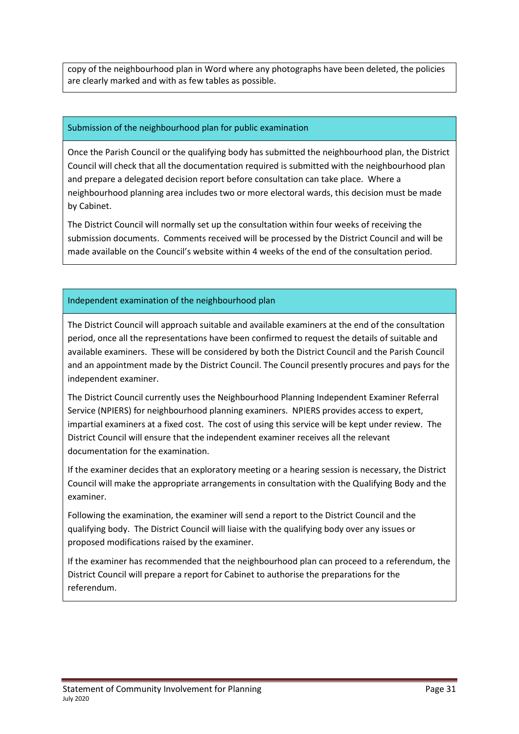copy of the neighbourhood plan in Word where any photographs have been deleted, the policies are clearly marked and with as few tables as possible.

### Submission of the neighbourhood plan for public examination

Once the Parish Council or the qualifying body has submitted the neighbourhood plan, the District Council will check that all the documentation required is submitted with the neighbourhood plan and prepare a delegated decision report before consultation can take place. Where a neighbourhood planning area includes two or more electoral wards, this decision must be made by Cabinet.

The District Council will normally set up the consultation within four weeks of receiving the submission documents. Comments received will be processed by the District Council and will be made available on the Council's website within 4 weeks of the end of the consultation period.

### Independent examination of the neighbourhood plan

The District Council will approach suitable and available examiners at the end of the consultation period, once all the representations have been confirmed to request the details of suitable and available examiners. These will be considered by both the District Council and the Parish Council and an appointment made by the District Council. The Council presently procures and pays for the independent examiner.

The District Council currently uses the Neighbourhood Planning Independent Examiner Referral Service (NPIERS) for neighbourhood planning examiners. NPIERS provides access to expert, impartial examiners at a fixed cost. The cost of using this service will be kept under review. The District Council will ensure that the independent examiner receives all the relevant documentation for the examination.

If the examiner decides that an exploratory meeting or a hearing session is necessary, the District Council will make the appropriate arrangements in consultation with the Qualifying Body and the examiner.

Following the examination, the examiner will send a report to the District Council and the qualifying body. The District Council will liaise with the qualifying body over any issues or proposed modifications raised by the examiner.

If the examiner has recommended that the neighbourhood plan can proceed to a referendum, the District Council will prepare a report for Cabinet to authorise the preparations for the referendum.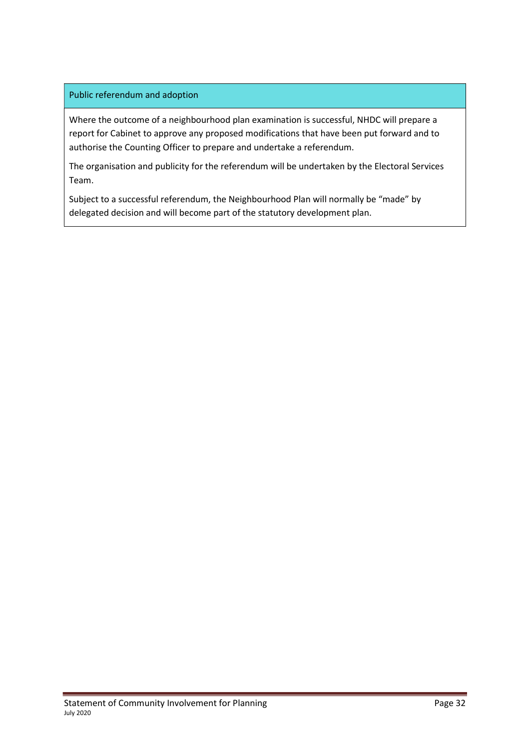| Public referendum and adoption |
| --- |
| Where the outcome of a neighbourhood plan examination is successful, NHDC will prepare a report for Cabinet to approve any proposed modifications that have been put forward and to authorise the Counting Officer to prepare and undertake a referendum.<br><br>The organisation and publicity for the referendum will be undertaken by the Electoral Services Team.<br><br>Subject to a successful referendum, the Neighbourhood Plan will normally be "made" by delegated decision and will become part of the statutory development plan. |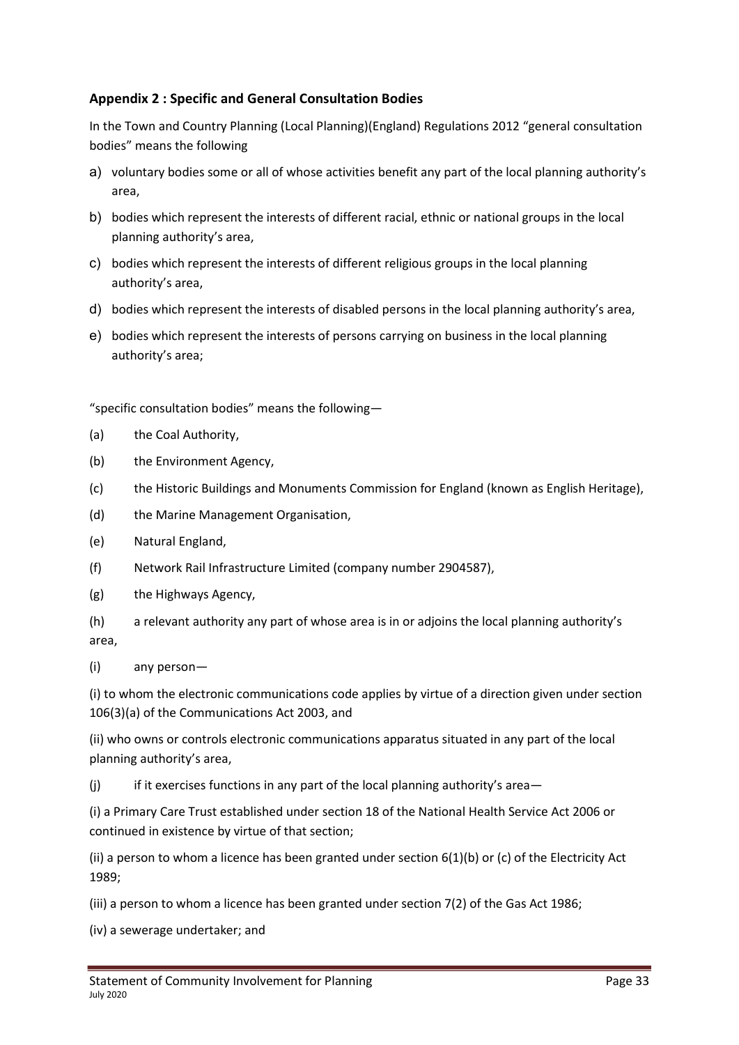## Appendix 2 : Specific and General Consultation Bodies

In the Town and Country Planning (Local Planning)(England) Regulations 2012 "general consultation bodies" means the following

a) voluntary bodies some or all of whose activities benefit any part of the local planning authority's area,

b) bodies which represent the interests of different racial, ethnic or national groups in the local planning authority's area,

c) bodies which represent the interests of different religious groups in the local planning authority's area,

d) bodies which represent the interests of disabled persons in the local planning authority's area,

e) bodies which represent the interests of persons carrying on business in the local planning authority's area;

"specific consultation bodies" means the following—

(a) the Coal Authority,

(b) the Environment Agency,

(c) the Historic Buildings and Monuments Commission for England (known as English Heritage),

(d) the Marine Management Organisation,

(e) Natural England,

(f) Network Rail Infrastructure Limited (company number 2904587),

(g) the Highways Agency,

(h) a relevant authority any part of whose area is in or adjoins the local planning authority's area,

(i) any person—

(i) to whom the electronic communications code applies by virtue of a direction given under section 106(3)(a) of the Communications Act 2003, and

(ii) who owns or controls electronic communications apparatus situated in any part of the local planning authority's area,

(j) if it exercises functions in any part of the local planning authority's area—

(i) a Primary Care Trust established under section 18 of the National Health Service Act 2006 or continued in existence by virtue of that section;

(ii) a person to whom a licence has been granted under section 6(1)(b) or (c) of the Electricity Act 1989;

(iii) a person to whom a licence has been granted under section 7(2) of the Gas Act 1986;

(iv) a sewerage undertaker; and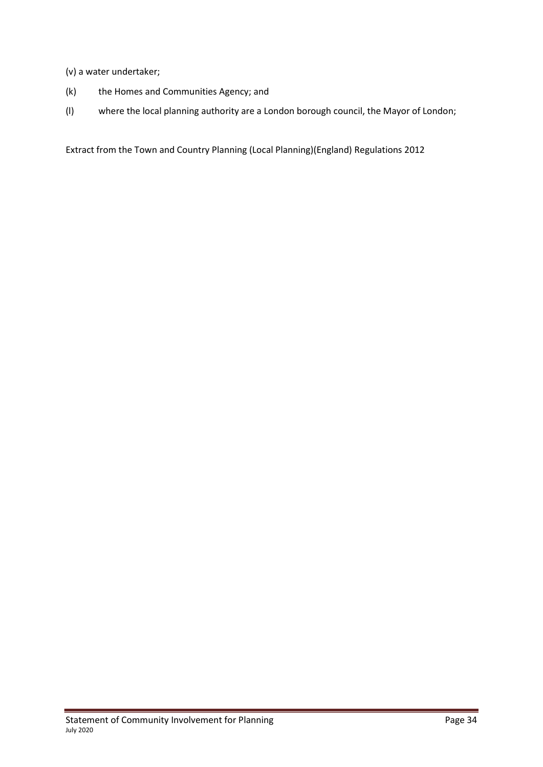(v) a water undertaker;

(k) the Homes and Communities Agency; and

(l) where the local planning authority are a London borough council, the Mayor of London;

Extract from the Town and Country Planning (Local Planning)(England) Regulations 2012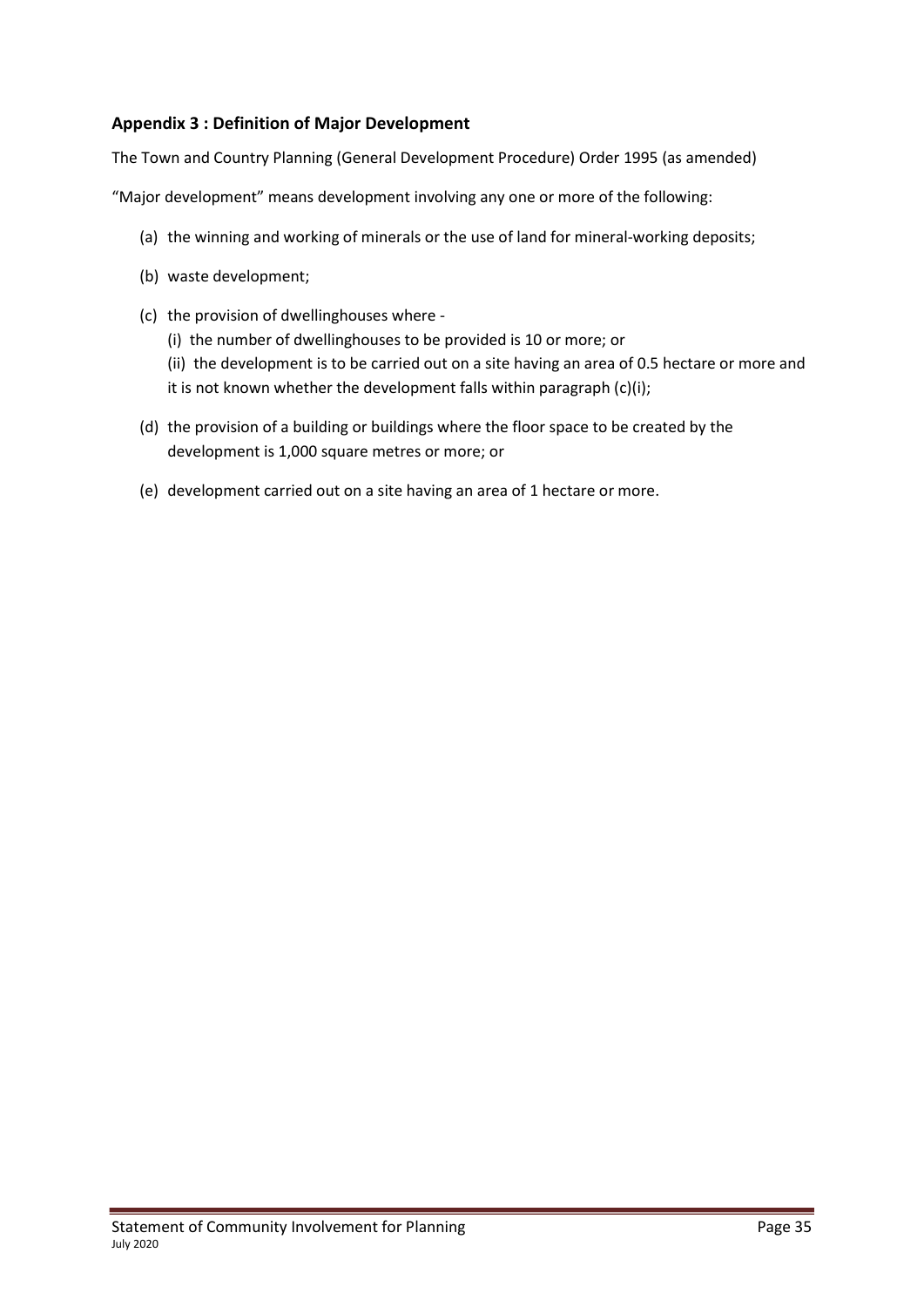## Appendix 3 : Definition of Major Development

The Town and Country Planning (General Development Procedure) Order 1995 (as amended)

"Major development" means development involving any one or more of the following:

(a) the winning and working of minerals or the use of land for mineral-working deposits;

(b) waste development;

(c) the provision of dwellinghouses where -
  (i) the number of dwellinghouses to be provided is 10 or more; or
  (ii) the development is to be carried out on a site having an area of 0.5 hectare or more and it is not known whether the development falls within paragraph (c)(i);

(d) the provision of a building or buildings where the floor space to be created by the development is 1,000 square metres or more; or

(e) development carried out on a site having an area of 1 hectare or more.